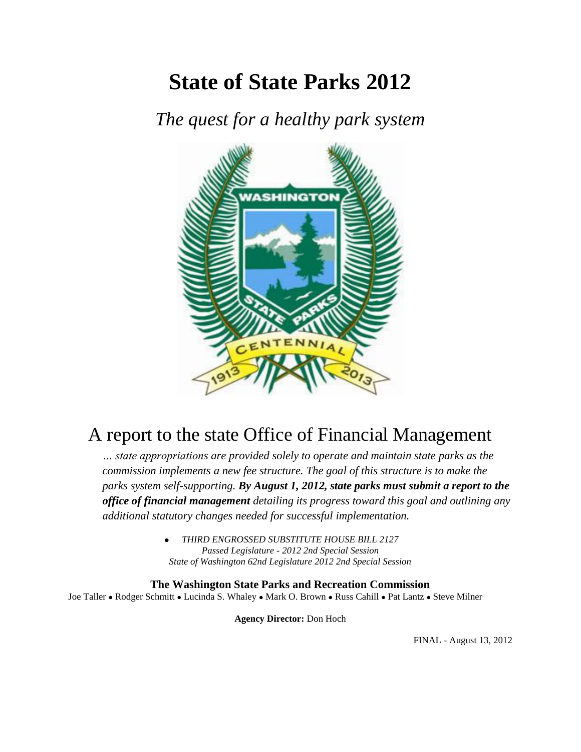# State of State Parks 2012

*The quest for a healthy park system*

## A report to the state Office of Financial Management

*… state appropriations are provided solely to operate and maintain state parks as the commission implements a new fee structure. The goal of this structure is to make the parks system self-supporting.* ***By August 1, 2012, state parks must submit a report to the office of financial management*** *detailing its progress toward this goal and outlining any additional statutory changes needed for successful implementation.*

- *THIRD ENGROSSED SUBSTITUTE HOUSE BILL 2127*
  *Passed Legislature - 2012 2nd Special Session*
  *State of Washington 62nd Legislature 2012 2nd Special Session*

**The Washington State Parks and Recreation Commission**

Joe Taller • Rodger Schmitt • Lucinda S. Whaley • Mark O. Brown • Russ Cahill • Pat Lantz • Steve Milner

**Agency Director:** Don Hoch

FINAL - August 13, 2012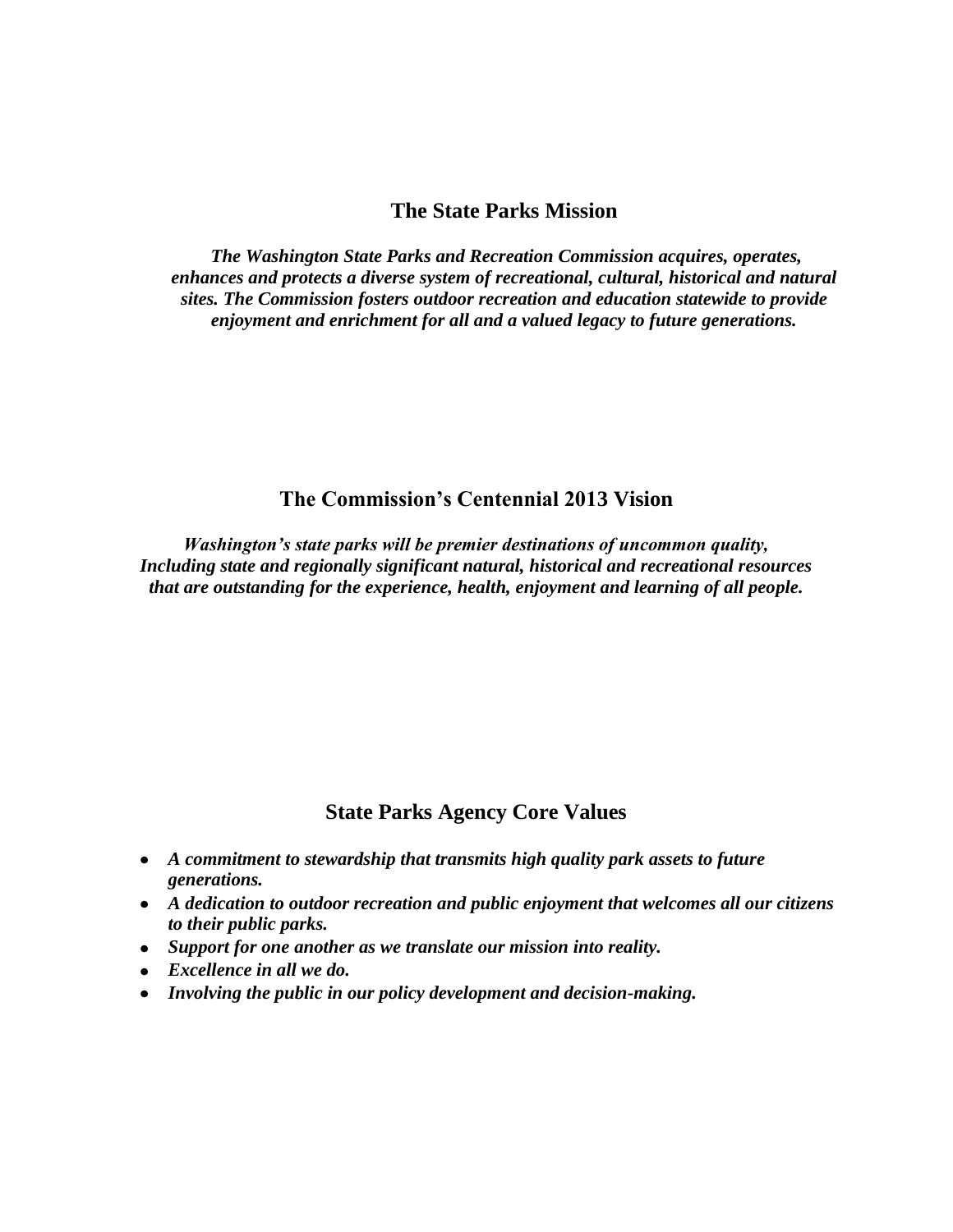## The State Parks Mission

***The Washington State Parks and Recreation Commission acquires, operates, enhances and protects a diverse system of recreational, cultural, historical and natural sites. The Commission fosters outdoor recreation and education statewide to provide enjoyment and enrichment for all and a valued legacy to future generations.***

## The Commission's Centennial 2013 Vision

***Washington's state parks will be premier destinations of uncommon quality, Including state and regionally significant natural, historical and recreational resources that are outstanding for the experience, health, enjoyment and learning of all people.***

## State Parks Agency Core Values

- ***A commitment to stewardship that transmits high quality park assets to future generations.***
- ***A dedication to outdoor recreation and public enjoyment that welcomes all our citizens to their public parks.***
- ***Support for one another as we translate our mission into reality.***
- ***Excellence in all we do.***
- ***Involving the public in our policy development and decision-making.***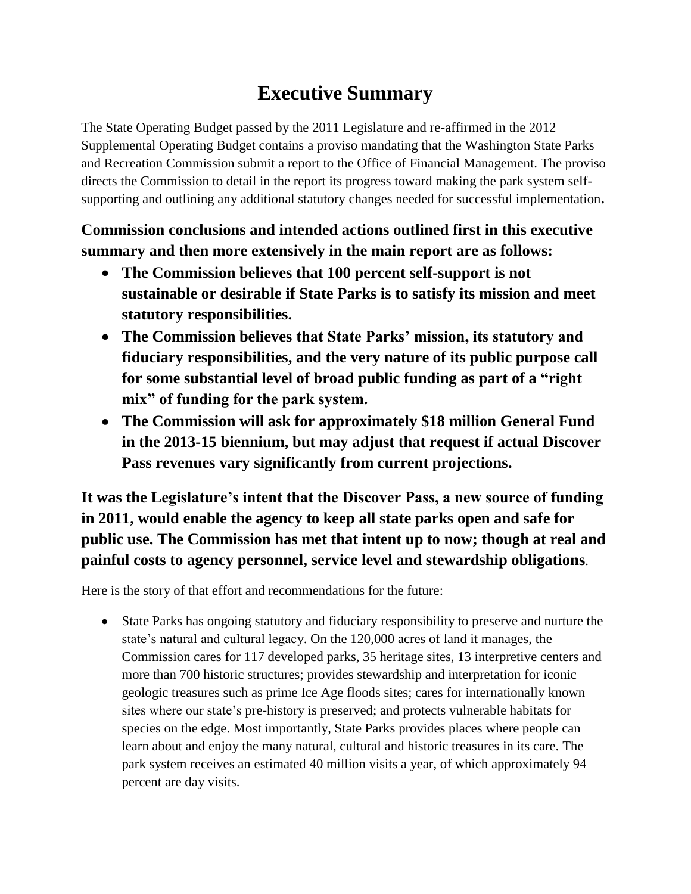# Executive Summary

The State Operating Budget passed by the 2011 Legislature and re-affirmed in the 2012 Supplemental Operating Budget contains a proviso mandating that the Washington State Parks and Recreation Commission submit a report to the Office of Financial Management. The proviso directs the Commission to detail in the report its progress toward making the park system self-supporting and outlining any additional statutory changes needed for successful implementation**.**

**Commission conclusions and intended actions outlined first in this executive summary and then more extensively in the main report are as follows:**

- **The Commission believes that 100 percent self-support is not sustainable or desirable if State Parks is to satisfy its mission and meet statutory responsibilities.**
- **The Commission believes that State Parks' mission, its statutory and fiduciary responsibilities, and the very nature of its public purpose call for some substantial level of broad public funding as part of a "right mix" of funding for the park system.**
- **The Commission will ask for approximately $18 million General Fund in the 2013-15 biennium, but may adjust that request if actual Discover Pass revenues vary significantly from current projections.**

**It was the Legislature's intent that the Discover Pass, a new source of funding in 2011, would enable the agency to keep all state parks open and safe for public use. The Commission has met that intent up to now; though at real and painful costs to agency personnel, service level and stewardship obligations**.

Here is the story of that effort and recommendations for the future:

- State Parks has ongoing statutory and fiduciary responsibility to preserve and nurture the state's natural and cultural legacy. On the 120,000 acres of land it manages, the Commission cares for 117 developed parks, 35 heritage sites, 13 interpretive centers and more than 700 historic structures; provides stewardship and interpretation for iconic geologic treasures such as prime Ice Age floods sites; cares for internationally known sites where our state's pre-history is preserved; and protects vulnerable habitats for species on the edge. Most importantly, State Parks provides places where people can learn about and enjoy the many natural, cultural and historic treasures in its care. The park system receives an estimated 40 million visits a year, of which approximately 94 percent are day visits.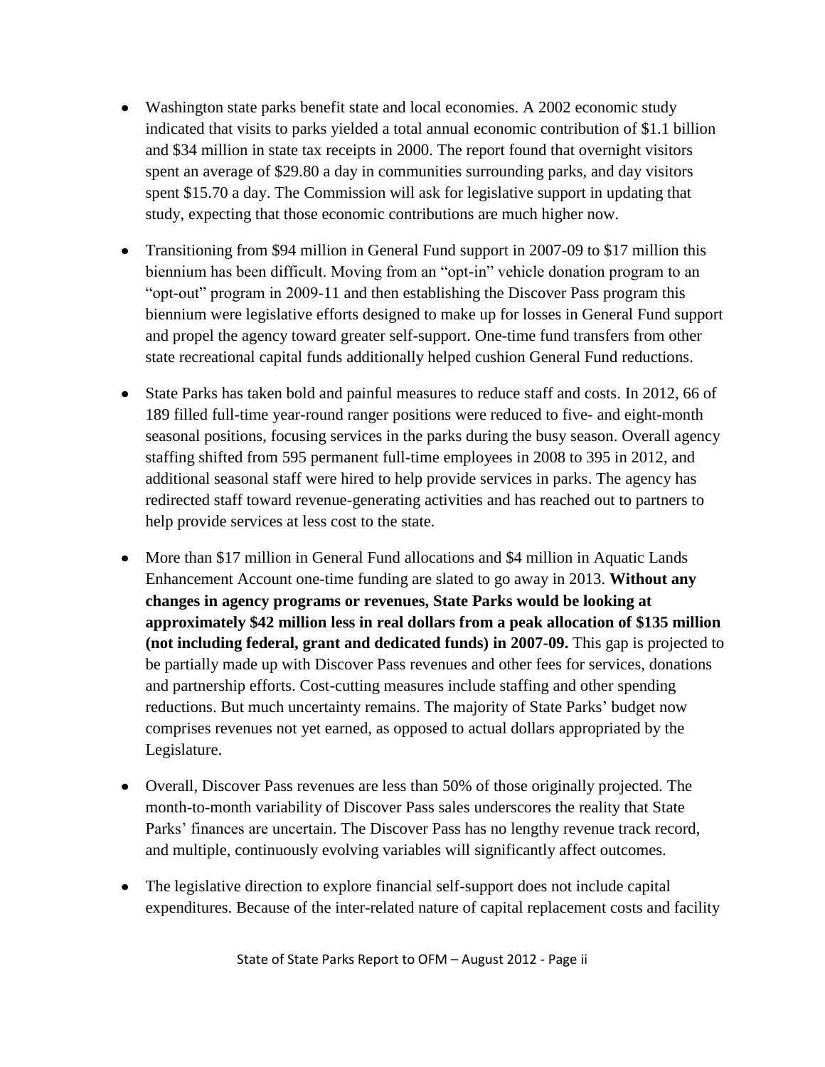- Washington state parks benefit state and local economies. A 2002 economic study indicated that visits to parks yielded a total annual economic contribution of $1.1 billion and $34 million in state tax receipts in 2000. The report found that overnight visitors spent an average of $29.80 a day in communities surrounding parks, and day visitors spent $15.70 a day. The Commission will ask for legislative support in updating that study, expecting that those economic contributions are much higher now.

- Transitioning from $94 million in General Fund support in 2007-09 to $17 million this biennium has been difficult. Moving from an "opt-in" vehicle donation program to an "opt-out" program in 2009-11 and then establishing the Discover Pass program this biennium were legislative efforts designed to make up for losses in General Fund support and propel the agency toward greater self-support. One-time fund transfers from other state recreational capital funds additionally helped cushion General Fund reductions.

- State Parks has taken bold and painful measures to reduce staff and costs. In 2012, 66 of 189 filled full-time year-round ranger positions were reduced to five- and eight-month seasonal positions, focusing services in the parks during the busy season. Overall agency staffing shifted from 595 permanent full-time employees in 2008 to 395 in 2012, and additional seasonal staff were hired to help provide services in parks. The agency has redirected staff toward revenue-generating activities and has reached out to partners to help provide services at less cost to the state.

- More than $17 million in General Fund allocations and $4 million in Aquatic Lands Enhancement Account one-time funding are slated to go away in 2013. **Without any changes in agency programs or revenues, State Parks would be looking at approximately $42 million less in real dollars from a peak allocation of $135 million (not including federal, grant and dedicated funds) in 2007-09.** This gap is projected to be partially made up with Discover Pass revenues and other fees for services, donations and partnership efforts. Cost-cutting measures include staffing and other spending reductions. But much uncertainty remains. The majority of State Parks' budget now comprises revenues not yet earned, as opposed to actual dollars appropriated by the Legislature.

- Overall, Discover Pass revenues are less than 50% of those originally projected. The month-to-month variability of Discover Pass sales underscores the reality that State Parks' finances are uncertain. The Discover Pass has no lengthy revenue track record, and multiple, continuously evolving variables will significantly affect outcomes.

- The legislative direction to explore financial self-support does not include capital expenditures. Because of the inter-related nature of capital replacement costs and facility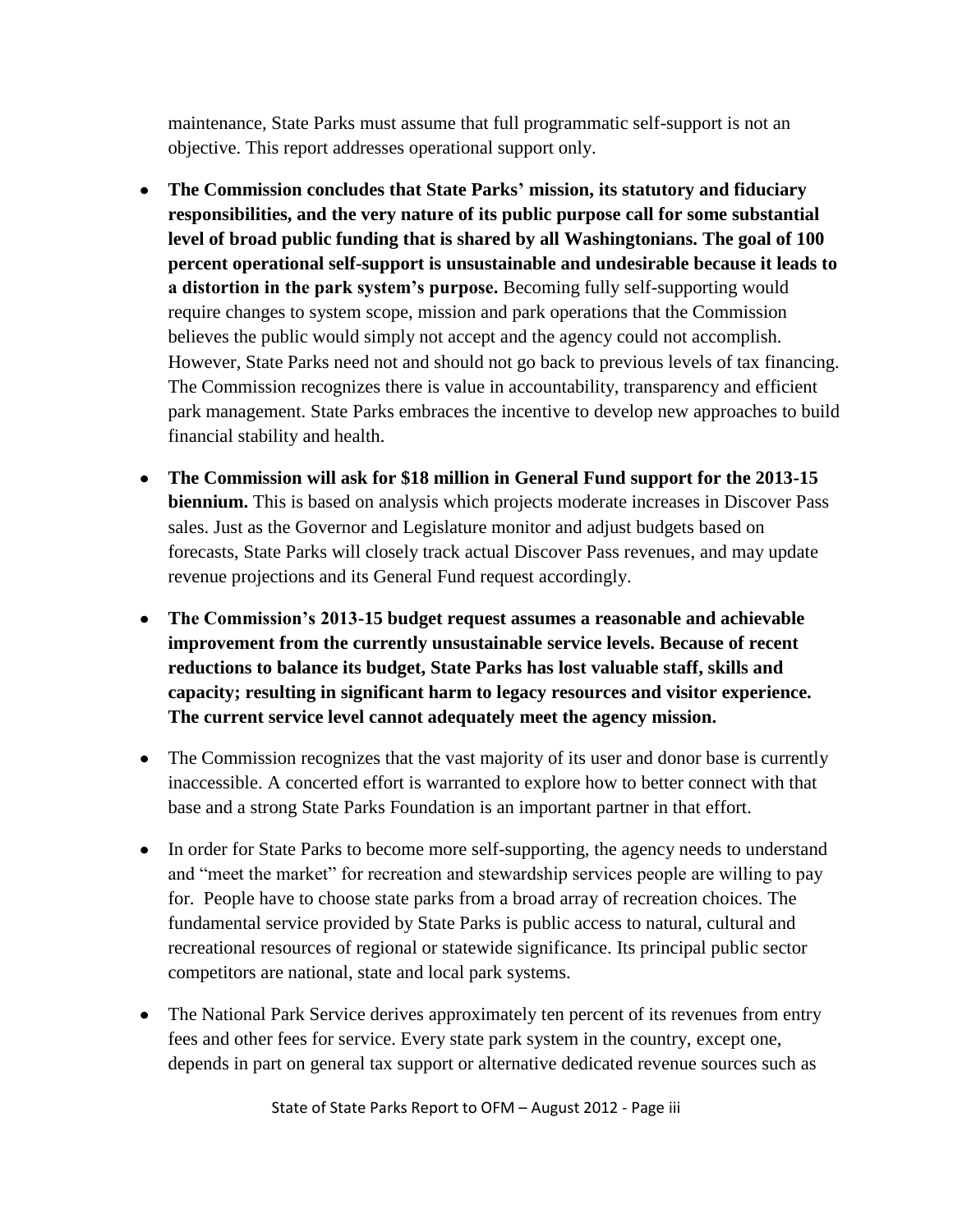maintenance, State Parks must assume that full programmatic self-support is not an objective. This report addresses operational support only.

- **The Commission concludes that State Parks' mission, its statutory and fiduciary responsibilities, and the very nature of its public purpose call for some substantial level of broad public funding that is shared by all Washingtonians. The goal of 100 percent operational self-support is unsustainable and undesirable because it leads to a distortion in the park system's purpose.** Becoming fully self-supporting would require changes to system scope, mission and park operations that the Commission believes the public would simply not accept and the agency could not accomplish. However, State Parks need not and should not go back to previous levels of tax financing. The Commission recognizes there is value in accountability, transparency and efficient park management. State Parks embraces the incentive to develop new approaches to build financial stability and health.
- **The Commission will ask for $18 million in General Fund support for the 2013-15 biennium.** This is based on analysis which projects moderate increases in Discover Pass sales. Just as the Governor and Legislature monitor and adjust budgets based on forecasts, State Parks will closely track actual Discover Pass revenues, and may update revenue projections and its General Fund request accordingly.
- **The Commission's 2013-15 budget request assumes a reasonable and achievable improvement from the currently unsustainable service levels. Because of recent reductions to balance its budget, State Parks has lost valuable staff, skills and capacity; resulting in significant harm to legacy resources and visitor experience. The current service level cannot adequately meet the agency mission.**
- The Commission recognizes that the vast majority of its user and donor base is currently inaccessible. A concerted effort is warranted to explore how to better connect with that base and a strong State Parks Foundation is an important partner in that effort.
- In order for State Parks to become more self-supporting, the agency needs to understand and "meet the market" for recreation and stewardship services people are willing to pay for. People have to choose state parks from a broad array of recreation choices. The fundamental service provided by State Parks is public access to natural, cultural and recreational resources of regional or statewide significance. Its principal public sector competitors are national, state and local park systems.
- The National Park Service derives approximately ten percent of its revenues from entry fees and other fees for service. Every state park system in the country, except one, depends in part on general tax support or alternative dedicated revenue sources such as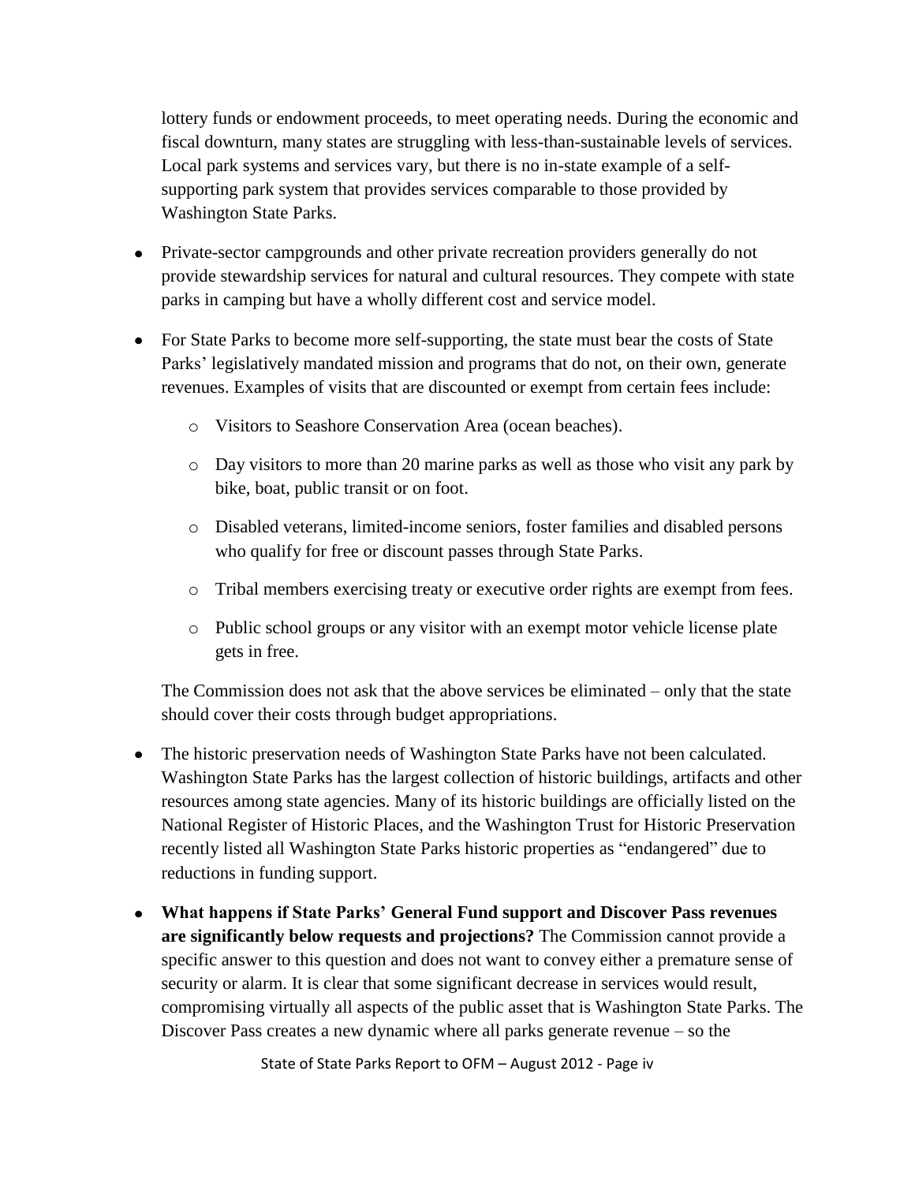lottery funds or endowment proceeds, to meet operating needs. During the economic and fiscal downturn, many states are struggling with less-than-sustainable levels of services. Local park systems and services vary, but there is no in-state example of a self-supporting park system that provides services comparable to those provided by Washington State Parks.

- Private-sector campgrounds and other private recreation providers generally do not provide stewardship services for natural and cultural resources. They compete with state parks in camping but have a wholly different cost and service model.

- For State Parks to become more self-supporting, the state must bear the costs of State Parks' legislatively mandated mission and programs that do not, on their own, generate revenues. Examples of visits that are discounted or exempt from certain fees include:

    - Visitors to Seashore Conservation Area (ocean beaches).
    - Day visitors to more than 20 marine parks as well as those who visit any park by bike, boat, public transit or on foot.
    - Disabled veterans, limited-income seniors, foster families and disabled persons who qualify for free or discount passes through State Parks.
    - Tribal members exercising treaty or executive order rights are exempt from fees.
    - Public school groups or any visitor with an exempt motor vehicle license plate gets in free.

  The Commission does not ask that the above services be eliminated – only that the state should cover their costs through budget appropriations.

- The historic preservation needs of Washington State Parks have not been calculated. Washington State Parks has the largest collection of historic buildings, artifacts and other resources among state agencies. Many of its historic buildings are officially listed on the National Register of Historic Places, and the Washington Trust for Historic Preservation recently listed all Washington State Parks historic properties as "endangered" due to reductions in funding support.

- **What happens if State Parks' General Fund support and Discover Pass revenues are significantly below requests and projections?** The Commission cannot provide a specific answer to this question and does not want to convey either a premature sense of security or alarm. It is clear that some significant decrease in services would result, compromising virtually all aspects of the public asset that is Washington State Parks. The Discover Pass creates a new dynamic where all parks generate revenue – so the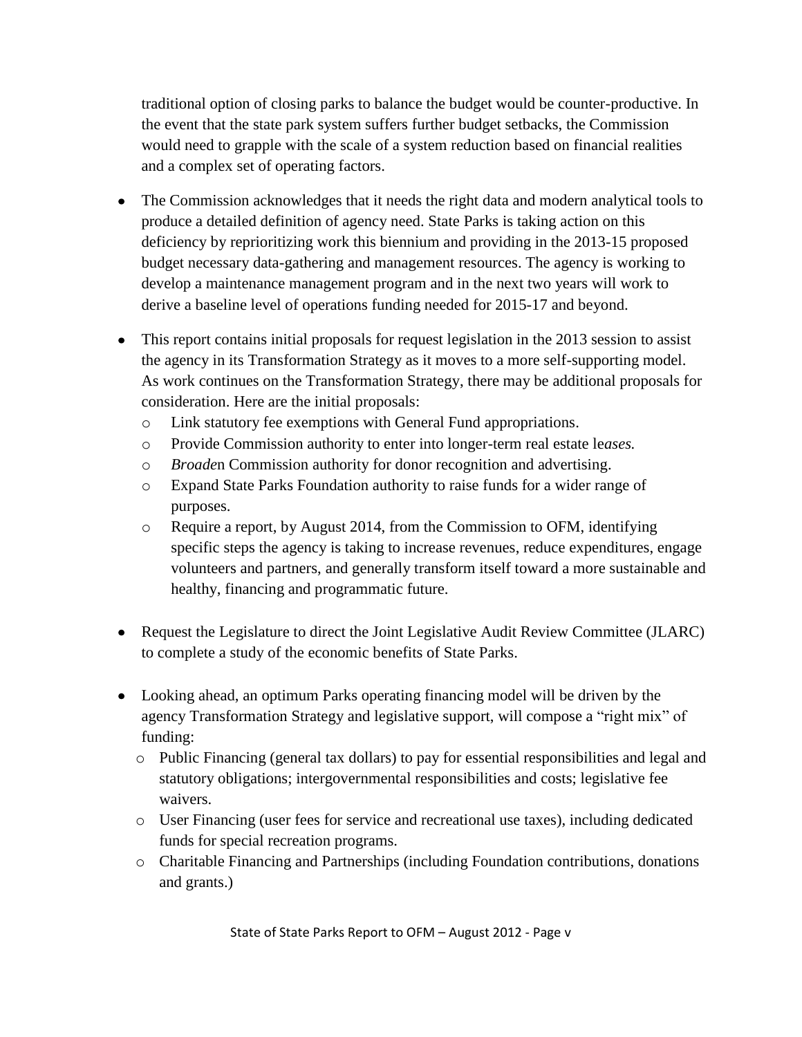traditional option of closing parks to balance the budget would be counter-productive. In the event that the state park system suffers further budget setbacks, the Commission would need to grapple with the scale of a system reduction based on financial realities and a complex set of operating factors.

- The Commission acknowledges that it needs the right data and modern analytical tools to produce a detailed definition of agency need. State Parks is taking action on this deficiency by reprioritizing work this biennium and providing in the 2013-15 proposed budget necessary data-gathering and management resources. The agency is working to develop a maintenance management program and in the next two years will work to derive a baseline level of operations funding needed for 2015-17 and beyond.

- This report contains initial proposals for request legislation in the 2013 session to assist the agency in its Transformation Strategy as it moves to a more self-supporting model. As work continues on the Transformation Strategy, there may be additional proposals for consideration. Here are the initial proposals:
  - Link statutory fee exemptions with General Fund appropriations.
  - Provide Commission authority to enter into longer-term real estate le*ases.*
  - *Broade*n Commission authority for donor recognition and advertising.
  - Expand State Parks Foundation authority to raise funds for a wider range of purposes.
  - Require a report, by August 2014, from the Commission to OFM, identifying specific steps the agency is taking to increase revenues, reduce expenditures, engage volunteers and partners, and generally transform itself toward a more sustainable and healthy, financing and programmatic future.

- Request the Legislature to direct the Joint Legislative Audit Review Committee (JLARC) to complete a study of the economic benefits of State Parks.

- Looking ahead, an optimum Parks operating financing model will be driven by the agency Transformation Strategy and legislative support, will compose a "right mix" of funding:
  - Public Financing (general tax dollars) to pay for essential responsibilities and legal and statutory obligations; intergovernmental responsibilities and costs; legislative fee waivers.
  - User Financing (user fees for service and recreational use taxes), including dedicated funds for special recreation programs.
  - Charitable Financing and Partnerships (including Foundation contributions, donations and grants.)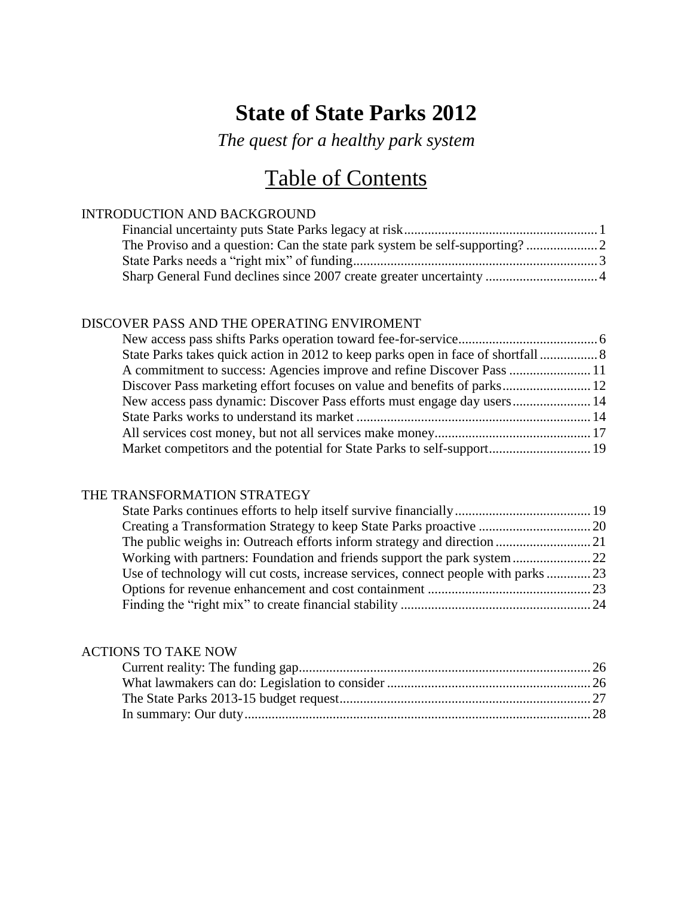# State of State Parks 2012

*The quest for a healthy park system*

## Table of Contents

INTRODUCTION AND BACKGROUND

- Financial uncertainty puts State Parks legacy at risk........................................................ 1
- The Proviso and a question: Can the state park system be self-supporting? ..................... 2
- State Parks needs a "right mix" of funding....................................................................... 3
- Sharp General Fund declines since 2007 create greater uncertainty ................................. 4

DISCOVER PASS AND THE OPERATING ENVIROMENT

- New access pass shifts Parks operation toward fee-for-service......................................... 6
- State Parks takes quick action in 2012 to keep parks open in face of shortfall ................. 8
- A commitment to success: Agencies improve and refine Discover Pass ........................ 11
- Discover Pass marketing effort focuses on value and benefits of parks.......................... 12
- New access pass dynamic: Discover Pass efforts must engage day users....................... 14
- State Parks works to understand its market .................................................................... 14
- All services cost money, but not all services make money............................................. 17
- Market competitors and the potential for State Parks to self-support.............................. 19

THE TRANSFORMATION STRATEGY

- State Parks continues efforts to help itself survive financially........................................ 19
- Creating a Transformation Strategy to keep State Parks proactive ................................. 20
- The public weighs in: Outreach efforts inform strategy and direction ............................ 21
- Working with partners: Foundation and friends support the park system....................... 22
- Use of technology will cut costs, increase services, connect people with parks ............. 23
- Options for revenue enhancement and cost containment ................................................ 23
- Finding the "right mix" to create financial stability ........................................................ 24

ACTIONS TO TAKE NOW

- Current reality: The funding gap...................................................................................... 26
- What lawmakers can do: Legislation to consider ............................................................ 26
- The State Parks 2013-15 budget request.......................................................................... 27
- In summary: Our duty...................................................................................................... 28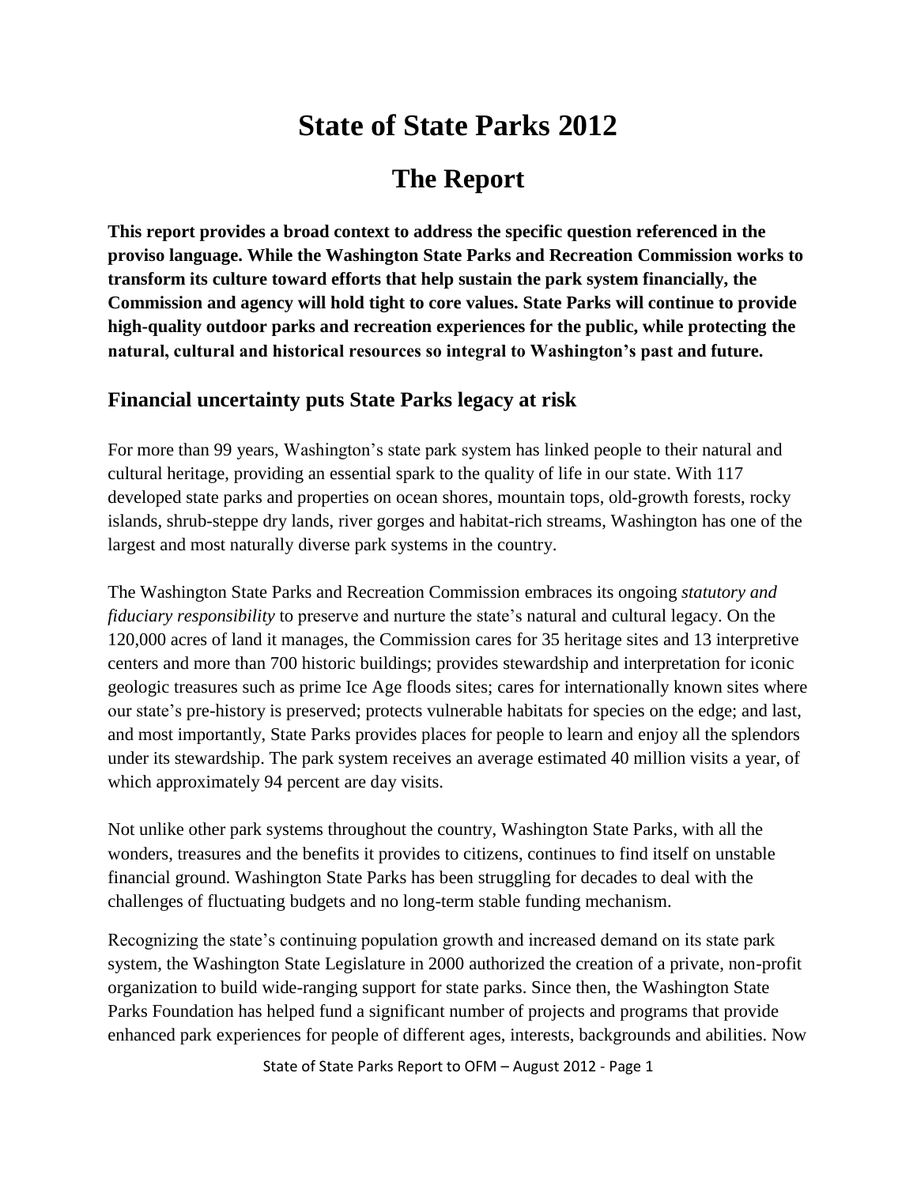# State of State Parks 2012

## The Report

**This report provides a broad context to address the specific question referenced in the proviso language. While the Washington State Parks and Recreation Commission works to transform its culture toward efforts that help sustain the park system financially, the Commission and agency will hold tight to core values. State Parks will continue to provide high-quality outdoor parks and recreation experiences for the public, while protecting the natural, cultural and historical resources so integral to Washington's past and future.**

### Financial uncertainty puts State Parks legacy at risk

For more than 99 years, Washington's state park system has linked people to their natural and cultural heritage, providing an essential spark to the quality of life in our state. With 117 developed state parks and properties on ocean shores, mountain tops, old-growth forests, rocky islands, shrub-steppe dry lands, river gorges and habitat-rich streams, Washington has one of the largest and most naturally diverse park systems in the country.

The Washington State Parks and Recreation Commission embraces its ongoing *statutory and fiduciary responsibility* to preserve and nurture the state's natural and cultural legacy. On the 120,000 acres of land it manages, the Commission cares for 35 heritage sites and 13 interpretive centers and more than 700 historic buildings; provides stewardship and interpretation for iconic geologic treasures such as prime Ice Age floods sites; cares for internationally known sites where our state's pre-history is preserved; protects vulnerable habitats for species on the edge; and last, and most importantly, State Parks provides places for people to learn and enjoy all the splendors under its stewardship. The park system receives an average estimated 40 million visits a year, of which approximately 94 percent are day visits.

Not unlike other park systems throughout the country, Washington State Parks, with all the wonders, treasures and the benefits it provides to citizens, continues to find itself on unstable financial ground. Washington State Parks has been struggling for decades to deal with the challenges of fluctuating budgets and no long-term stable funding mechanism.

Recognizing the state's continuing population growth and increased demand on its state park system, the Washington State Legislature in 2000 authorized the creation of a private, non-profit organization to build wide-ranging support for state parks. Since then, the Washington State Parks Foundation has helped fund a significant number of projects and programs that provide enhanced park experiences for people of different ages, interests, backgrounds and abilities. Now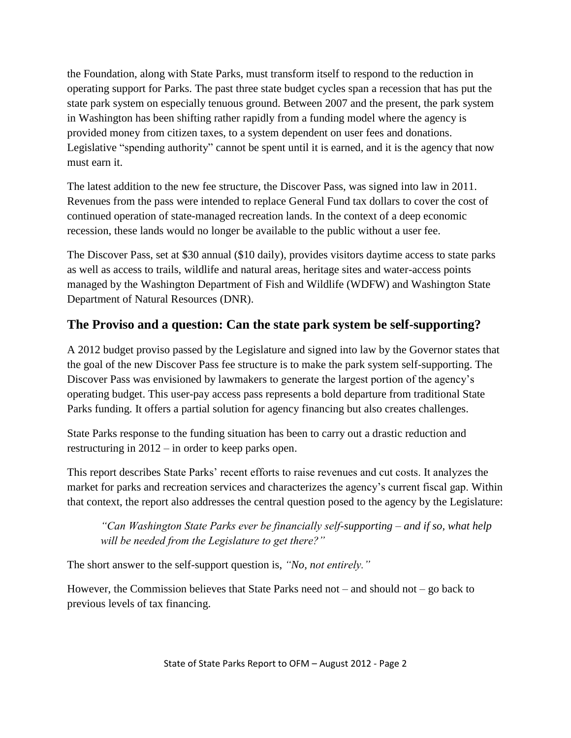the Foundation, along with State Parks, must transform itself to respond to the reduction in operating support for Parks. The past three state budget cycles span a recession that has put the state park system on especially tenuous ground. Between 2007 and the present, the park system in Washington has been shifting rather rapidly from a funding model where the agency is provided money from citizen taxes, to a system dependent on user fees and donations. Legislative "spending authority" cannot be spent until it is earned, and it is the agency that now must earn it.

The latest addition to the new fee structure, the Discover Pass, was signed into law in 2011. Revenues from the pass were intended to replace General Fund tax dollars to cover the cost of continued operation of state-managed recreation lands. In the context of a deep economic recession, these lands would no longer be available to the public without a user fee.

The Discover Pass, set at $30 annual ($10 daily), provides visitors daytime access to state parks as well as access to trails, wildlife and natural areas, heritage sites and water-access points managed by the Washington Department of Fish and Wildlife (WDFW) and Washington State Department of Natural Resources (DNR).

## The Proviso and a question: Can the state park system be self-supporting?

A 2012 budget proviso passed by the Legislature and signed into law by the Governor states that the goal of the new Discover Pass fee structure is to make the park system self-supporting. The Discover Pass was envisioned by lawmakers to generate the largest portion of the agency's operating budget. This user-pay access pass represents a bold departure from traditional State Parks funding. It offers a partial solution for agency financing but also creates challenges.

State Parks response to the funding situation has been to carry out a drastic reduction and restructuring in 2012 – in order to keep parks open.

This report describes State Parks' recent efforts to raise revenues and cut costs. It analyzes the market for parks and recreation services and characterizes the agency's current fiscal gap. Within that context, the report also addresses the central question posed to the agency by the Legislature:

> *"Can Washington State Parks ever be financially self-supporting – and if so, what help will be needed from the Legislature to get there?"*

The short answer to the self-support question is, *"No, not entirely."*

However, the Commission believes that State Parks need not – and should not – go back to previous levels of tax financing.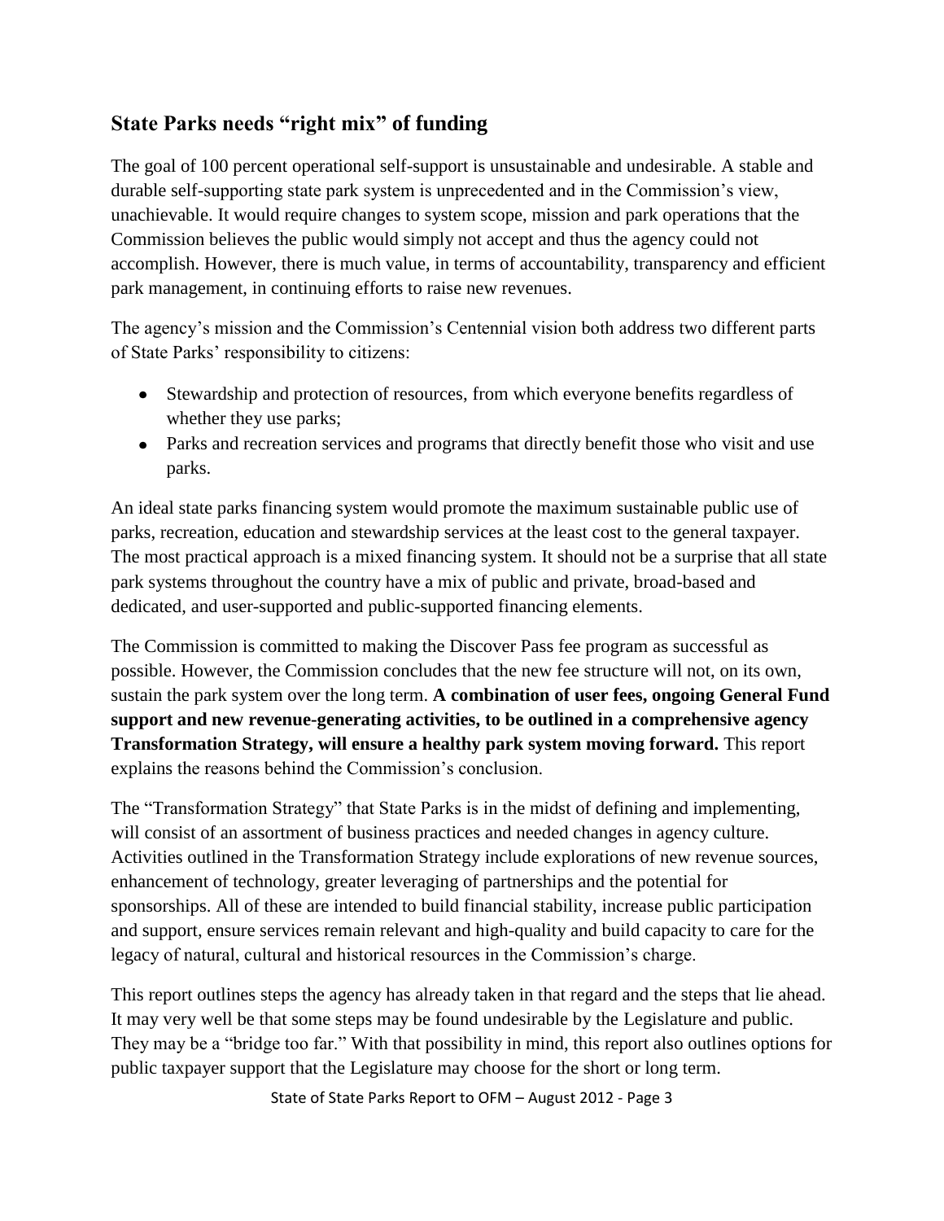## State Parks needs "right mix" of funding

The goal of 100 percent operational self-support is unsustainable and undesirable. A stable and durable self-supporting state park system is unprecedented and in the Commission's view, unachievable. It would require changes to system scope, mission and park operations that the Commission believes the public would simply not accept and thus the agency could not accomplish. However, there is much value, in terms of accountability, transparency and efficient park management, in continuing efforts to raise new revenues.

The agency's mission and the Commission's Centennial vision both address two different parts of State Parks' responsibility to citizens:

- Stewardship and protection of resources, from which everyone benefits regardless of whether they use parks;
- Parks and recreation services and programs that directly benefit those who visit and use parks.

An ideal state parks financing system would promote the maximum sustainable public use of parks, recreation, education and stewardship services at the least cost to the general taxpayer. The most practical approach is a mixed financing system. It should not be a surprise that all state park systems throughout the country have a mix of public and private, broad-based and dedicated, and user-supported and public-supported financing elements.

The Commission is committed to making the Discover Pass fee program as successful as possible. However, the Commission concludes that the new fee structure will not, on its own, sustain the park system over the long term. **A combination of user fees, ongoing General Fund support and new revenue-generating activities, to be outlined in a comprehensive agency Transformation Strategy, will ensure a healthy park system moving forward.** This report explains the reasons behind the Commission's conclusion.

The "Transformation Strategy" that State Parks is in the midst of defining and implementing, will consist of an assortment of business practices and needed changes in agency culture. Activities outlined in the Transformation Strategy include explorations of new revenue sources, enhancement of technology, greater leveraging of partnerships and the potential for sponsorships. All of these are intended to build financial stability, increase public participation and support, ensure services remain relevant and high-quality and build capacity to care for the legacy of natural, cultural and historical resources in the Commission's charge.

This report outlines steps the agency has already taken in that regard and the steps that lie ahead. It may very well be that some steps may be found undesirable by the Legislature and public. They may be a "bridge too far." With that possibility in mind, this report also outlines options for public taxpayer support that the Legislature may choose for the short or long term.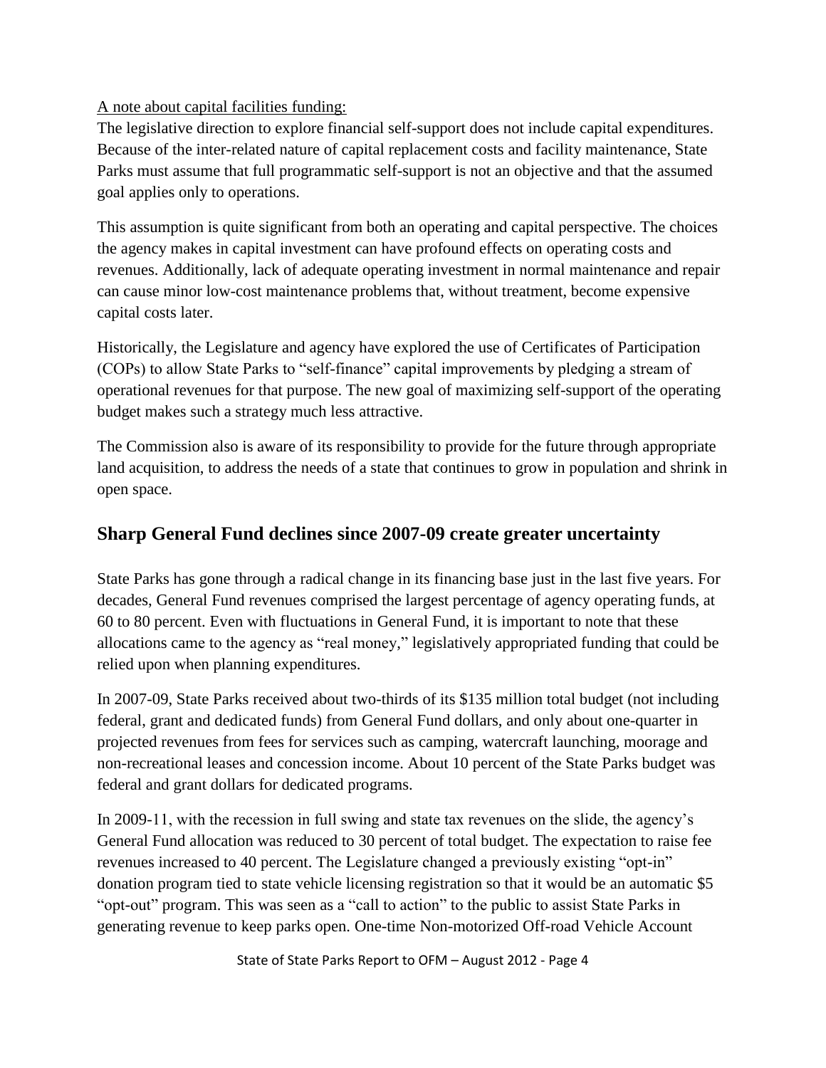<u>A note about capital facilities funding:</u>

The legislative direction to explore financial self-support does not include capital expenditures. Because of the inter-related nature of capital replacement costs and facility maintenance, State Parks must assume that full programmatic self-support is not an objective and that the assumed goal applies only to operations.

This assumption is quite significant from both an operating and capital perspective. The choices the agency makes in capital investment can have profound effects on operating costs and revenues. Additionally, lack of adequate operating investment in normal maintenance and repair can cause minor low-cost maintenance problems that, without treatment, become expensive capital costs later.

Historically, the Legislature and agency have explored the use of Certificates of Participation (COPs) to allow State Parks to "self-finance" capital improvements by pledging a stream of operational revenues for that purpose. The new goal of maximizing self-support of the operating budget makes such a strategy much less attractive.

The Commission also is aware of its responsibility to provide for the future through appropriate land acquisition, to address the needs of a state that continues to grow in population and shrink in open space.

## Sharp General Fund declines since 2007-09 create greater uncertainty

State Parks has gone through a radical change in its financing base just in the last five years. For decades, General Fund revenues comprised the largest percentage of agency operating funds, at 60 to 80 percent. Even with fluctuations in General Fund, it is important to note that these allocations came to the agency as "real money," legislatively appropriated funding that could be relied upon when planning expenditures.

In 2007-09, State Parks received about two-thirds of its $135 million total budget (not including federal, grant and dedicated funds) from General Fund dollars, and only about one-quarter in projected revenues from fees for services such as camping, watercraft launching, moorage and non-recreational leases and concession income. About 10 percent of the State Parks budget was federal and grant dollars for dedicated programs.

In 2009-11, with the recession in full swing and state tax revenues on the slide, the agency's General Fund allocation was reduced to 30 percent of total budget. The expectation to raise fee revenues increased to 40 percent. The Legislature changed a previously existing "opt-in" donation program tied to state vehicle licensing registration so that it would be an automatic $5 "opt-out" program. This was seen as a "call to action" to the public to assist State Parks in generating revenue to keep parks open. One-time Non-motorized Off-road Vehicle Account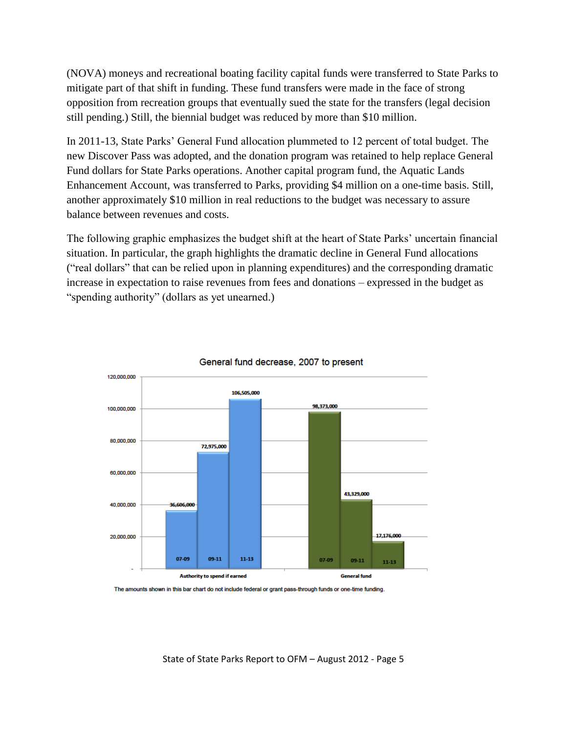(NOVA) moneys and recreational boating facility capital funds were transferred to State Parks to mitigate part of that shift in funding. These fund transfers were made in the face of strong opposition from recreation groups that eventually sued the state for the transfers (legal decision still pending.) Still, the biennial budget was reduced by more than $10 million.

In 2011-13, State Parks' General Fund allocation plummeted to 12 percent of total budget. The new Discover Pass was adopted, and the donation program was retained to help replace General Fund dollars for State Parks operations. Another capital program fund, the Aquatic Lands Enhancement Account, was transferred to Parks, providing $4 million on a one-time basis. Still, another approximately $10 million in real reductions to the budget was necessary to assure balance between revenues and costs.

The following graphic emphasizes the budget shift at the heart of State Parks' uncertain financial situation. In particular, the graph highlights the dramatic decline in General Fund allocations ("real dollars" that can be relied upon in planning expenditures) and the corresponding dramatic increase in expectation to raise revenues from fees and donations – expressed in the budget as "spending authority" (dollars as yet unearned.)

**General fund decrease, 2007 to present**

| Biennium | Authority to spend if earned | General fund |
|---|---|---|
| 07-09 | 36,606,000 | 98,373,000 |
| 09-11 | 72,975,000 | 43,329,000 |
| 11-13 | 106,505,000 | 17,176,000 |

The amounts shown in this bar chart do not include federal or grant pass-through funds or one-time funding.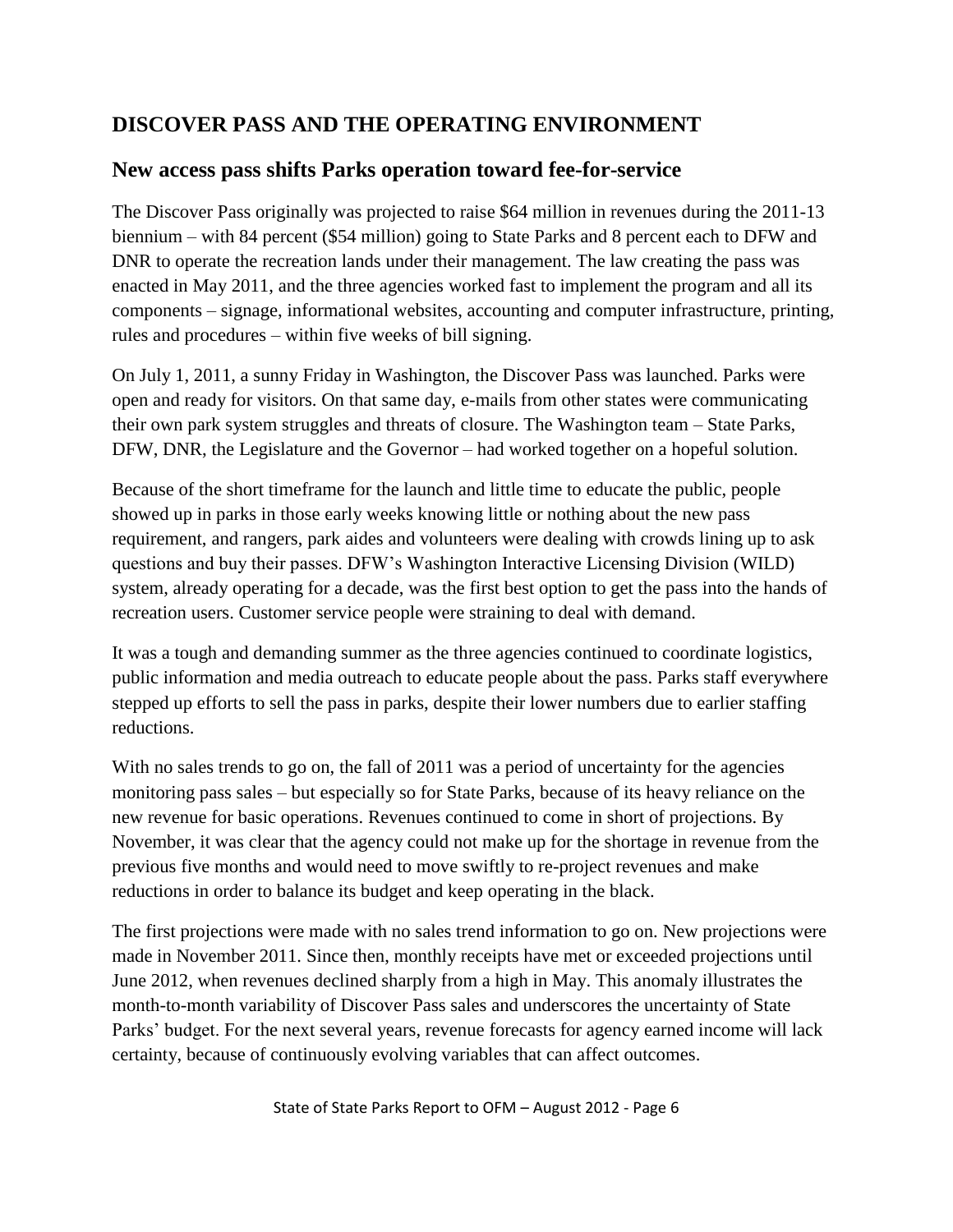## DISCOVER PASS AND THE OPERATING ENVIRONMENT

### New access pass shifts Parks operation toward fee-for-service

The Discover Pass originally was projected to raise $64 million in revenues during the 2011-13 biennium – with 84 percent ($54 million) going to State Parks and 8 percent each to DFW and DNR to operate the recreation lands under their management. The law creating the pass was enacted in May 2011, and the three agencies worked fast to implement the program and all its components – signage, informational websites, accounting and computer infrastructure, printing, rules and procedures – within five weeks of bill signing.

On July 1, 2011, a sunny Friday in Washington, the Discover Pass was launched. Parks were open and ready for visitors. On that same day, e-mails from other states were communicating their own park system struggles and threats of closure. The Washington team – State Parks, DFW, DNR, the Legislature and the Governor – had worked together on a hopeful solution.

Because of the short timeframe for the launch and little time to educate the public, people showed up in parks in those early weeks knowing little or nothing about the new pass requirement, and rangers, park aides and volunteers were dealing with crowds lining up to ask questions and buy their passes. DFW's Washington Interactive Licensing Division (WILD) system, already operating for a decade, was the first best option to get the pass into the hands of recreation users. Customer service people were straining to deal with demand.

It was a tough and demanding summer as the three agencies continued to coordinate logistics, public information and media outreach to educate people about the pass. Parks staff everywhere stepped up efforts to sell the pass in parks, despite their lower numbers due to earlier staffing reductions.

With no sales trends to go on, the fall of 2011 was a period of uncertainty for the agencies monitoring pass sales – but especially so for State Parks, because of its heavy reliance on the new revenue for basic operations. Revenues continued to come in short of projections. By November, it was clear that the agency could not make up for the shortage in revenue from the previous five months and would need to move swiftly to re-project revenues and make reductions in order to balance its budget and keep operating in the black.

The first projections were made with no sales trend information to go on. New projections were made in November 2011. Since then, monthly receipts have met or exceeded projections until June 2012, when revenues declined sharply from a high in May. This anomaly illustrates the month-to-month variability of Discover Pass sales and underscores the uncertainty of State Parks' budget. For the next several years, revenue forecasts for agency earned income will lack certainty, because of continuously evolving variables that can affect outcomes.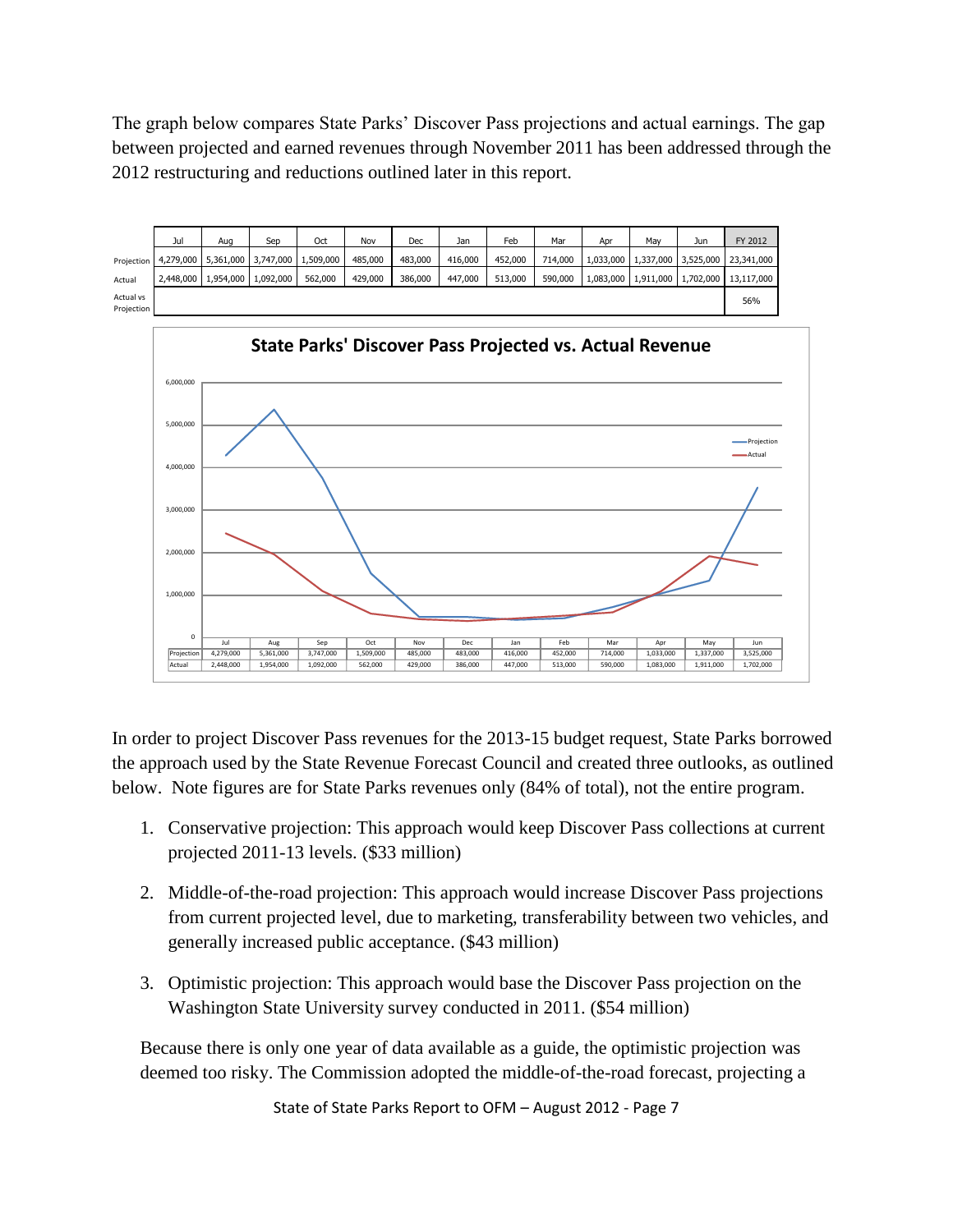The graph below compares State Parks' Discover Pass projections and actual earnings. The gap between projected and earned revenues through November 2011 has been addressed through the 2012 restructuring and reductions outlined later in this report.

| | Jul | Aug | Sep | Oct | Nov | Dec | Jan | Feb | Mar | Apr | May | Jun | FY 2012 |
|---|---|---|---|---|---|---|---|---|---|---|---|---|---|
| Projection | 4,279,000 | 5,361,000 | 3,747,000 | 1,509,000 | 485,000 | 483,000 | 416,000 | 452,000 | 714,000 | 1,033,000 | 1,337,000 | 3,525,000 | 23,341,000 |
| Actual | 2,448,000 | 1,954,000 | 1,092,000 | 562,000 | 429,000 | 386,000 | 447,000 | 513,000 | 590,000 | 1,083,000 | 1,911,000 | 1,702,000 | 13,117,000 |
| Actual vs Projection | | | | | | | | | | | | | 56% |

**State Parks' Discover Pass Projected vs. Actual Revenue**

| | Jul | Aug | Sep | Oct | Nov | Dec | Jan | Feb | Mar | Apr | May | Jun |
|---|---|---|---|---|---|---|---|---|---|---|---|---|
| Projection | 4,279,000 | 5,361,000 | 3,747,000 | 1,509,000 | 485,000 | 483,000 | 416,000 | 452,000 | 714,000 | 1,033,000 | 1,337,000 | 3,525,000 |
| Actual | 2,448,000 | 1,954,000 | 1,092,000 | 562,000 | 429,000 | 386,000 | 447,000 | 513,000 | 590,000 | 1,083,000 | 1,911,000 | 1,702,000 |

In order to project Discover Pass revenues for the 2013-15 budget request, State Parks borrowed the approach used by the State Revenue Forecast Council and created three outlooks, as outlined below. Note figures are for State Parks revenues only (84% of total), not the entire program.

1. Conservative projection: This approach would keep Discover Pass collections at current projected 2011-13 levels. ($33 million)

2. Middle-of-the-road projection: This approach would increase Discover Pass projections from current projected level, due to marketing, transferability between two vehicles, and generally increased public acceptance. ($43 million)

3. Optimistic projection: This approach would base the Discover Pass projection on the Washington State University survey conducted in 2011. ($54 million)

Because there is only one year of data available as a guide, the optimistic projection was deemed too risky. The Commission adopted the middle-of-the-road forecast, projecting a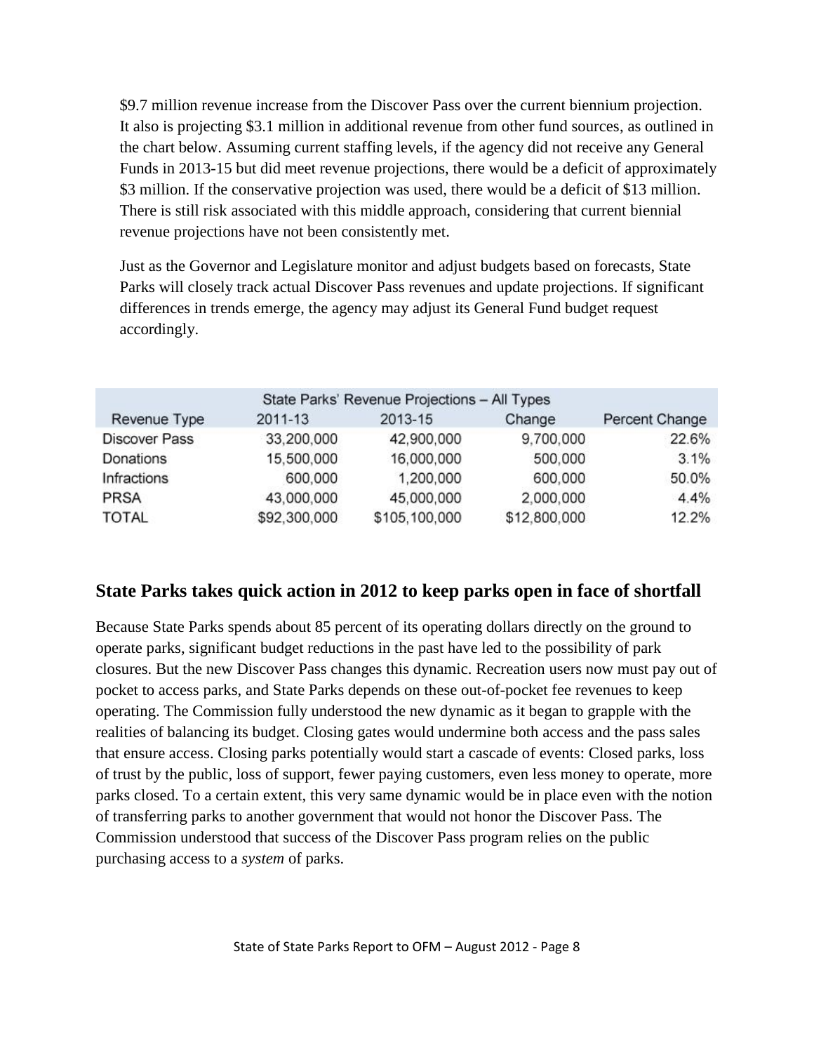$9.7 million revenue increase from the Discover Pass over the current biennium projection. It also is projecting $3.1 million in additional revenue from other fund sources, as outlined in the chart below. Assuming current staffing levels, if the agency did not receive any General Funds in 2013-15 but did meet revenue projections, there would be a deficit of approximately $3 million. If the conservative projection was used, there would be a deficit of $13 million. There is still risk associated with this middle approach, considering that current biennial revenue projections have not been consistently met.

Just as the Governor and Legislature monitor and adjust budgets based on forecasts, State Parks will closely track actual Discover Pass revenues and update projections. If significant differences in trends emerge, the agency may adjust its General Fund budget request accordingly.

| State Parks' Revenue Projections – All Types | | | | |
|---|---|---|---|---|
| Revenue Type | 2011-13 | 2013-15 | Change | Percent Change |
| Discover Pass | 33,200,000 | 42,900,000 | 9,700,000 | 22.6% |
| Donations | 15,500,000 | 16,000,000 | 500,000 | 3.1% |
| Infractions | 600,000 | 1,200,000 | 600,000 | 50.0% |
| PRSA | 43,000,000 | 45,000,000 | 2,000,000 | 4.4% |
| TOTAL | $92,300,000 | $105,100,000 | $12,800,000 | 12.2% |

## State Parks takes quick action in 2012 to keep parks open in face of shortfall

Because State Parks spends about 85 percent of its operating dollars directly on the ground to operate parks, significant budget reductions in the past have led to the possibility of park closures. But the new Discover Pass changes this dynamic. Recreation users now must pay out of pocket to access parks, and State Parks depends on these out-of-pocket fee revenues to keep operating. The Commission fully understood the new dynamic as it began to grapple with the realities of balancing its budget. Closing gates would undermine both access and the pass sales that ensure access. Closing parks potentially would start a cascade of events: Closed parks, loss of trust by the public, loss of support, fewer paying customers, even less money to operate, more parks closed. To a certain extent, this very same dynamic would be in place even with the notion of transferring parks to another government that would not honor the Discover Pass. The Commission understood that success of the Discover Pass program relies on the public purchasing access to a *system* of parks.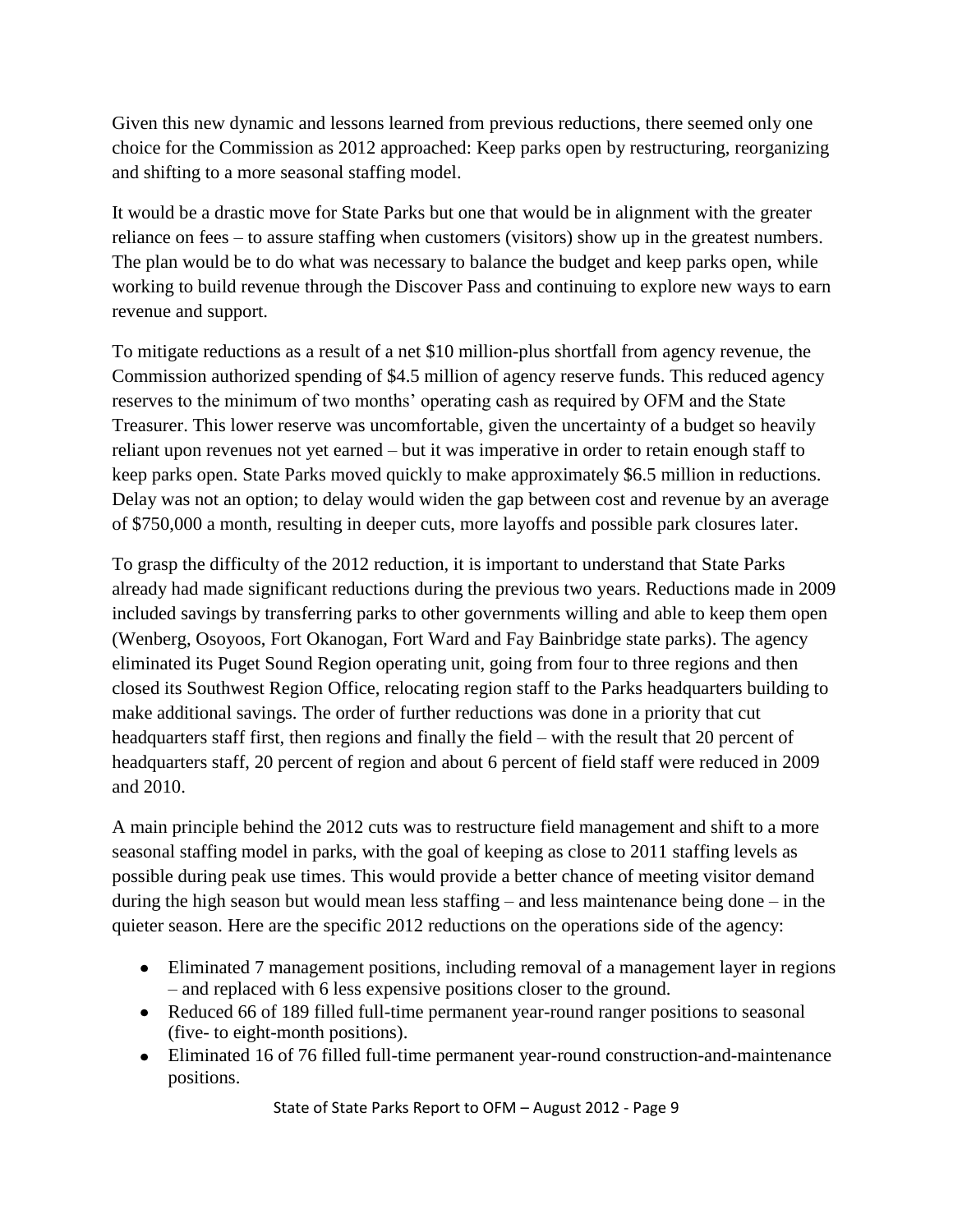Given this new dynamic and lessons learned from previous reductions, there seemed only one choice for the Commission as 2012 approached: Keep parks open by restructuring, reorganizing and shifting to a more seasonal staffing model.

It would be a drastic move for State Parks but one that would be in alignment with the greater reliance on fees – to assure staffing when customers (visitors) show up in the greatest numbers. The plan would be to do what was necessary to balance the budget and keep parks open, while working to build revenue through the Discover Pass and continuing to explore new ways to earn revenue and support.

To mitigate reductions as a result of a net $10 million-plus shortfall from agency revenue, the Commission authorized spending of $4.5 million of agency reserve funds. This reduced agency reserves to the minimum of two months' operating cash as required by OFM and the State Treasurer. This lower reserve was uncomfortable, given the uncertainty of a budget so heavily reliant upon revenues not yet earned – but it was imperative in order to retain enough staff to keep parks open. State Parks moved quickly to make approximately $6.5 million in reductions. Delay was not an option; to delay would widen the gap between cost and revenue by an average of $750,000 a month, resulting in deeper cuts, more layoffs and possible park closures later.

To grasp the difficulty of the 2012 reduction, it is important to understand that State Parks already had made significant reductions during the previous two years. Reductions made in 2009 included savings by transferring parks to other governments willing and able to keep them open (Wenberg, Osoyoos, Fort Okanogan, Fort Ward and Fay Bainbridge state parks). The agency eliminated its Puget Sound Region operating unit, going from four to three regions and then closed its Southwest Region Office, relocating region staff to the Parks headquarters building to make additional savings. The order of further reductions was done in a priority that cut headquarters staff first, then regions and finally the field – with the result that 20 percent of headquarters staff, 20 percent of region and about 6 percent of field staff were reduced in 2009 and 2010.

A main principle behind the 2012 cuts was to restructure field management and shift to a more seasonal staffing model in parks, with the goal of keeping as close to 2011 staffing levels as possible during peak use times. This would provide a better chance of meeting visitor demand during the high season but would mean less staffing – and less maintenance being done – in the quieter season. Here are the specific 2012 reductions on the operations side of the agency:

- Eliminated 7 management positions, including removal of a management layer in regions – and replaced with 6 less expensive positions closer to the ground.
- Reduced 66 of 189 filled full-time permanent year-round ranger positions to seasonal (five- to eight-month positions).
- Eliminated 16 of 76 filled full-time permanent year-round construction-and-maintenance positions.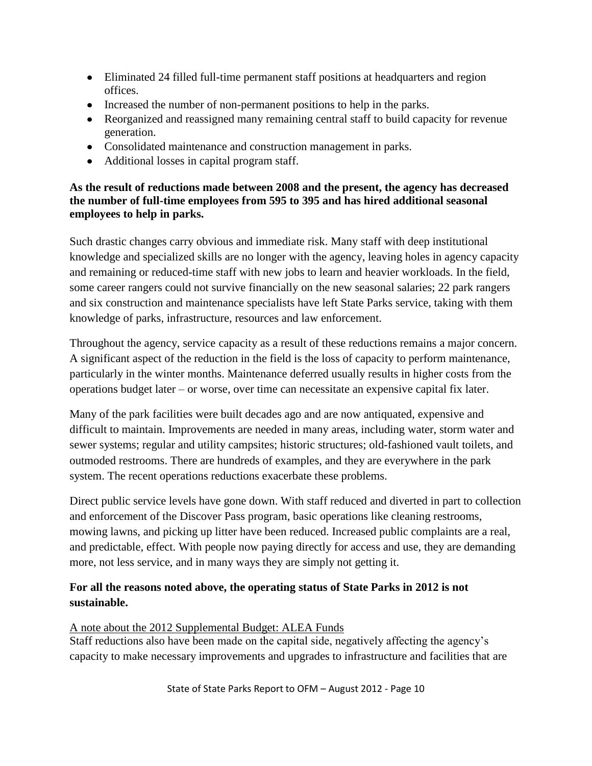- Eliminated 24 filled full-time permanent staff positions at headquarters and region offices.
- Increased the number of non-permanent positions to help in the parks.
- Reorganized and reassigned many remaining central staff to build capacity for revenue generation.
- Consolidated maintenance and construction management in parks.
- Additional losses in capital program staff.

**As the result of reductions made between 2008 and the present, the agency has decreased the number of full-time employees from 595 to 395 and has hired additional seasonal employees to help in parks.**

Such drastic changes carry obvious and immediate risk. Many staff with deep institutional knowledge and specialized skills are no longer with the agency, leaving holes in agency capacity and remaining or reduced-time staff with new jobs to learn and heavier workloads. In the field, some career rangers could not survive financially on the new seasonal salaries; 22 park rangers and six construction and maintenance specialists have left State Parks service, taking with them knowledge of parks, infrastructure, resources and law enforcement.

Throughout the agency, service capacity as a result of these reductions remains a major concern. A significant aspect of the reduction in the field is the loss of capacity to perform maintenance, particularly in the winter months. Maintenance deferred usually results in higher costs from the operations budget later – or worse, over time can necessitate an expensive capital fix later.

Many of the park facilities were built decades ago and are now antiquated, expensive and difficult to maintain. Improvements are needed in many areas, including water, storm water and sewer systems; regular and utility campsites; historic structures; old-fashioned vault toilets, and outmoded restrooms. There are hundreds of examples, and they are everywhere in the park system. The recent operations reductions exacerbate these problems.

Direct public service levels have gone down. With staff reduced and diverted in part to collection and enforcement of the Discover Pass program, basic operations like cleaning restrooms, mowing lawns, and picking up litter have been reduced. Increased public complaints are a real, and predictable, effect. With people now paying directly for access and use, they are demanding more, not less service, and in many ways they are simply not getting it.

**For all the reasons noted above, the operating status of State Parks in 2012 is not sustainable.**

<u>A note about the 2012 Supplemental Budget: ALEA Funds</u>

Staff reductions also have been made on the capital side, negatively affecting the agency's capacity to make necessary improvements and upgrades to infrastructure and facilities that are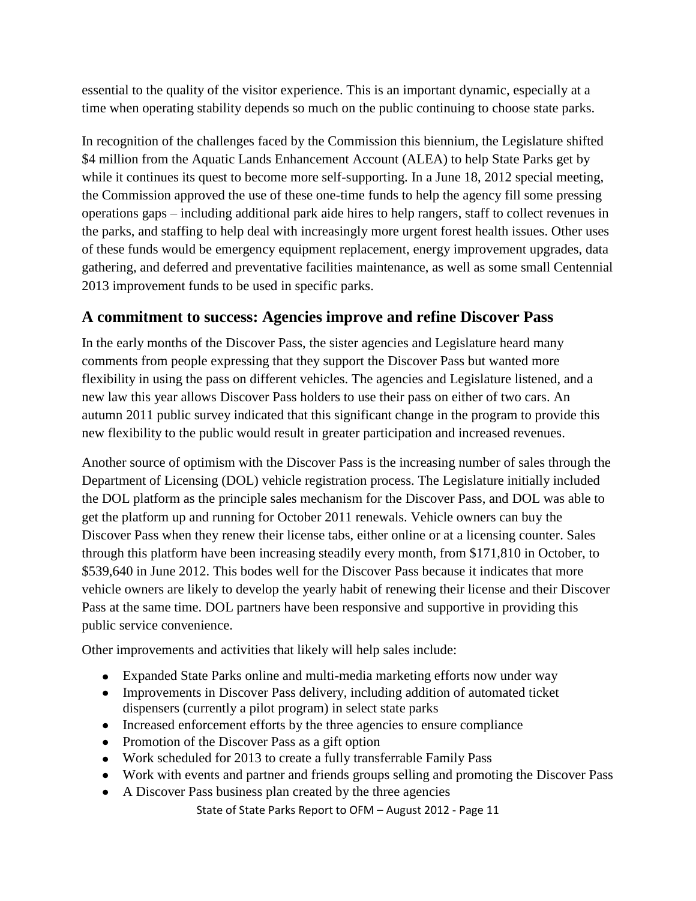essential to the quality of the visitor experience. This is an important dynamic, especially at a time when operating stability depends so much on the public continuing to choose state parks.

In recognition of the challenges faced by the Commission this biennium, the Legislature shifted $4 million from the Aquatic Lands Enhancement Account (ALEA) to help State Parks get by while it continues its quest to become more self-supporting. In a June 18, 2012 special meeting, the Commission approved the use of these one-time funds to help the agency fill some pressing operations gaps – including additional park aide hires to help rangers, staff to collect revenues in the parks, and staffing to help deal with increasingly more urgent forest health issues. Other uses of these funds would be emergency equipment replacement, energy improvement upgrades, data gathering, and deferred and preventative facilities maintenance, as well as some small Centennial 2013 improvement funds to be used in specific parks.

## A commitment to success: Agencies improve and refine Discover Pass

In the early months of the Discover Pass, the sister agencies and Legislature heard many comments from people expressing that they support the Discover Pass but wanted more flexibility in using the pass on different vehicles. The agencies and Legislature listened, and a new law this year allows Discover Pass holders to use their pass on either of two cars. An autumn 2011 public survey indicated that this significant change in the program to provide this new flexibility to the public would result in greater participation and increased revenues.

Another source of optimism with the Discover Pass is the increasing number of sales through the Department of Licensing (DOL) vehicle registration process. The Legislature initially included the DOL platform as the principle sales mechanism for the Discover Pass, and DOL was able to get the platform up and running for October 2011 renewals. Vehicle owners can buy the Discover Pass when they renew their license tabs, either online or at a licensing counter. Sales through this platform have been increasing steadily every month, from $171,810 in October, to $539,640 in June 2012. This bodes well for the Discover Pass because it indicates that more vehicle owners are likely to develop the yearly habit of renewing their license and their Discover Pass at the same time. DOL partners have been responsive and supportive in providing this public service convenience.

Other improvements and activities that likely will help sales include:

- Expanded State Parks online and multi-media marketing efforts now under way
- Improvements in Discover Pass delivery, including addition of automated ticket dispensers (currently a pilot program) in select state parks
- Increased enforcement efforts by the three agencies to ensure compliance
- Promotion of the Discover Pass as a gift option
- Work scheduled for 2013 to create a fully transferrable Family Pass
- Work with events and partner and friends groups selling and promoting the Discover Pass
- A Discover Pass business plan created by the three agencies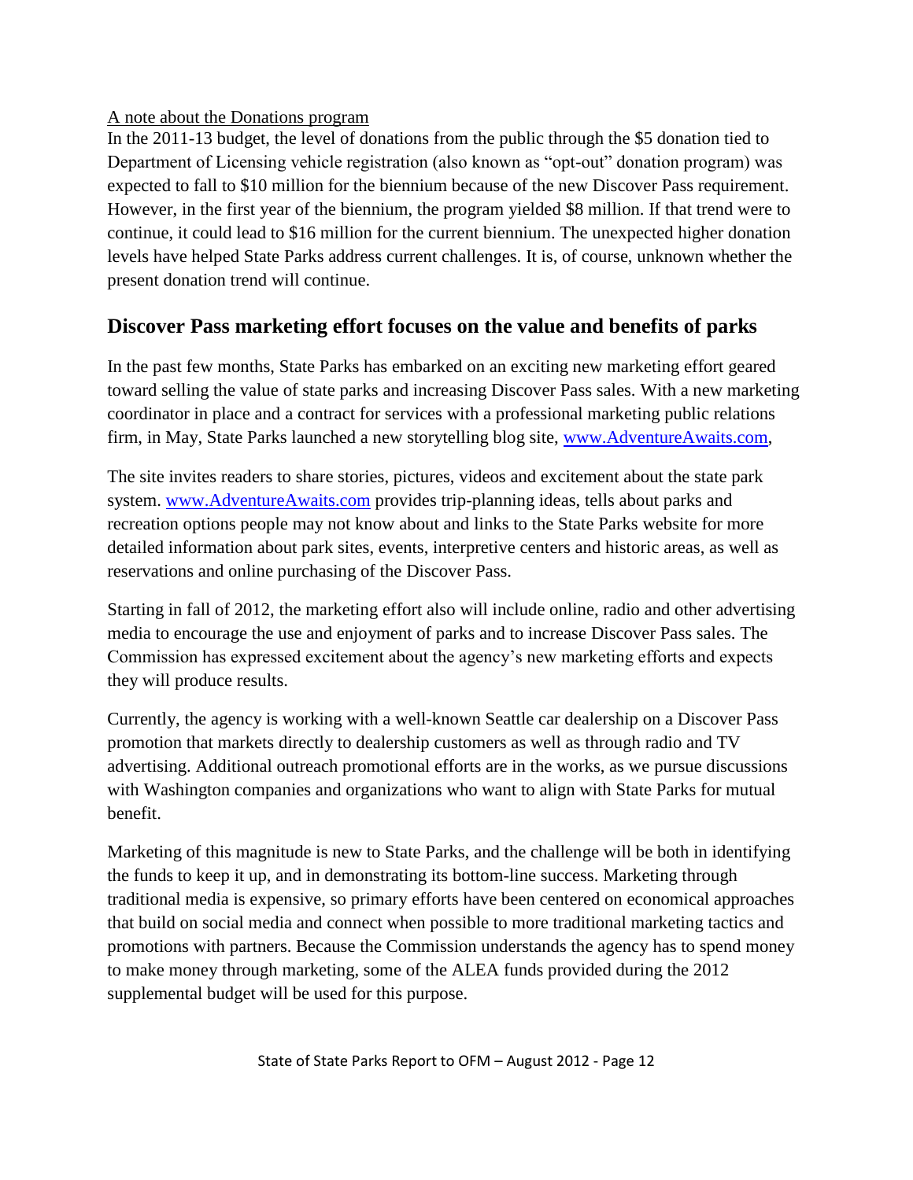A note about the Donations program

In the 2011-13 budget, the level of donations from the public through the $5 donation tied to Department of Licensing vehicle registration (also known as "opt-out" donation program) was expected to fall to $10 million for the biennium because of the new Discover Pass requirement. However, in the first year of the biennium, the program yielded $8 million. If that trend were to continue, it could lead to $16 million for the current biennium. The unexpected higher donation levels have helped State Parks address current challenges. It is, of course, unknown whether the present donation trend will continue.

## Discover Pass marketing effort focuses on the value and benefits of parks

In the past few months, State Parks has embarked on an exciting new marketing effort geared toward selling the value of state parks and increasing Discover Pass sales. With a new marketing coordinator in place and a contract for services with a professional marketing public relations firm, in May, State Parks launched a new storytelling blog site, www.AdventureAwaits.com,

The site invites readers to share stories, pictures, videos and excitement about the state park system. www.AdventureAwaits.com provides trip-planning ideas, tells about parks and recreation options people may not know about and links to the State Parks website for more detailed information about park sites, events, interpretive centers and historic areas, as well as reservations and online purchasing of the Discover Pass.

Starting in fall of 2012, the marketing effort also will include online, radio and other advertising media to encourage the use and enjoyment of parks and to increase Discover Pass sales. The Commission has expressed excitement about the agency's new marketing efforts and expects they will produce results.

Currently, the agency is working with a well-known Seattle car dealership on a Discover Pass promotion that markets directly to dealership customers as well as through radio and TV advertising. Additional outreach promotional efforts are in the works, as we pursue discussions with Washington companies and organizations who want to align with State Parks for mutual benefit.

Marketing of this magnitude is new to State Parks, and the challenge will be both in identifying the funds to keep it up, and in demonstrating its bottom-line success. Marketing through traditional media is expensive, so primary efforts have been centered on economical approaches that build on social media and connect when possible to more traditional marketing tactics and promotions with partners. Because the Commission understands the agency has to spend money to make money through marketing, some of the ALEA funds provided during the 2012 supplemental budget will be used for this purpose.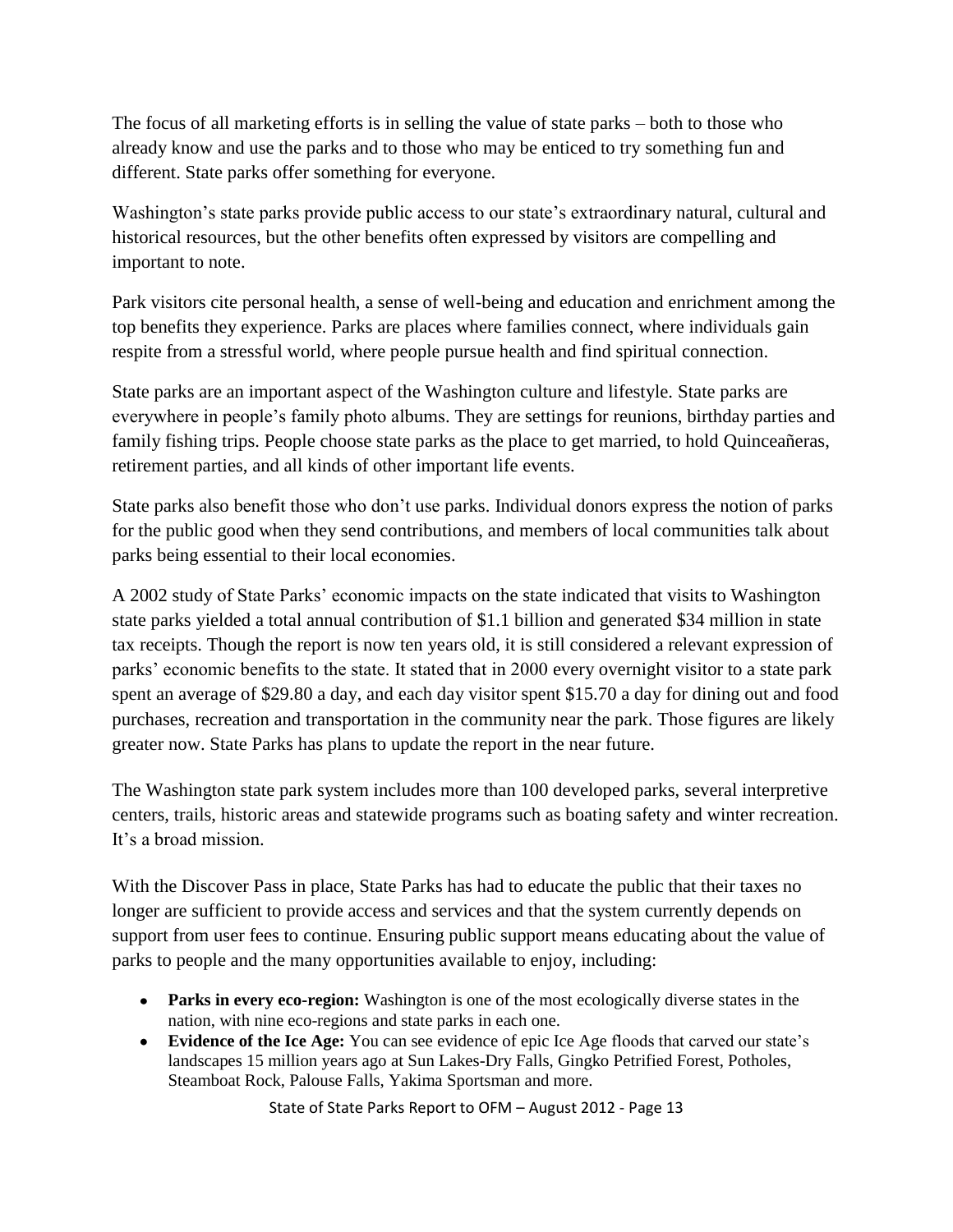The focus of all marketing efforts is in selling the value of state parks – both to those who already know and use the parks and to those who may be enticed to try something fun and different. State parks offer something for everyone.

Washington's state parks provide public access to our state's extraordinary natural, cultural and historical resources, but the other benefits often expressed by visitors are compelling and important to note.

Park visitors cite personal health, a sense of well-being and education and enrichment among the top benefits they experience. Parks are places where families connect, where individuals gain respite from a stressful world, where people pursue health and find spiritual connection.

State parks are an important aspect of the Washington culture and lifestyle. State parks are everywhere in people's family photo albums. They are settings for reunions, birthday parties and family fishing trips. People choose state parks as the place to get married, to hold Quinceañeras, retirement parties, and all kinds of other important life events.

State parks also benefit those who don't use parks. Individual donors express the notion of parks for the public good when they send contributions, and members of local communities talk about parks being essential to their local economies.

A 2002 study of State Parks' economic impacts on the state indicated that visits to Washington state parks yielded a total annual contribution of $1.1 billion and generated $34 million in state tax receipts. Though the report is now ten years old, it is still considered a relevant expression of parks' economic benefits to the state. It stated that in 2000 every overnight visitor to a state park spent an average of $29.80 a day, and each day visitor spent $15.70 a day for dining out and food purchases, recreation and transportation in the community near the park. Those figures are likely greater now. State Parks has plans to update the report in the near future.

The Washington state park system includes more than 100 developed parks, several interpretive centers, trails, historic areas and statewide programs such as boating safety and winter recreation. It's a broad mission.

With the Discover Pass in place, State Parks has had to educate the public that their taxes no longer are sufficient to provide access and services and that the system currently depends on support from user fees to continue. Ensuring public support means educating about the value of parks to people and the many opportunities available to enjoy, including:

- **Parks in every eco-region:** Washington is one of the most ecologically diverse states in the nation, with nine eco-regions and state parks in each one.
- **Evidence of the Ice Age:** You can see evidence of epic Ice Age floods that carved our state's landscapes 15 million years ago at Sun Lakes-Dry Falls, Gingko Petrified Forest, Potholes, Steamboat Rock, Palouse Falls, Yakima Sportsman and more.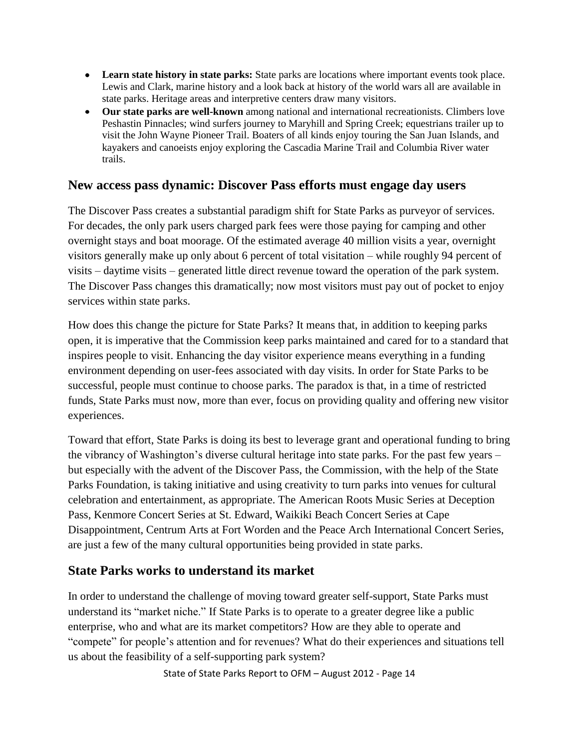- **Learn state history in state parks:** State parks are locations where important events took place. Lewis and Clark, marine history and a look back at history of the world wars all are available in state parks. Heritage areas and interpretive centers draw many visitors.
- **Our state parks are well-known** among national and international recreationists. Climbers love Peshastin Pinnacles; wind surfers journey to Maryhill and Spring Creek; equestrians trailer up to visit the John Wayne Pioneer Trail. Boaters of all kinds enjoy touring the San Juan Islands, and kayakers and canoeists enjoy exploring the Cascadia Marine Trail and Columbia River water trails.

## New access pass dynamic: Discover Pass efforts must engage day users

The Discover Pass creates a substantial paradigm shift for State Parks as purveyor of services. For decades, the only park users charged park fees were those paying for camping and other overnight stays and boat moorage. Of the estimated average 40 million visits a year, overnight visitors generally make up only about 6 percent of total visitation – while roughly 94 percent of visits – daytime visits – generated little direct revenue toward the operation of the park system. The Discover Pass changes this dramatically; now most visitors must pay out of pocket to enjoy services within state parks.

How does this change the picture for State Parks? It means that, in addition to keeping parks open, it is imperative that the Commission keep parks maintained and cared for to a standard that inspires people to visit. Enhancing the day visitor experience means everything in a funding environment depending on user-fees associated with day visits. In order for State Parks to be successful, people must continue to choose parks. The paradox is that, in a time of restricted funds, State Parks must now, more than ever, focus on providing quality and offering new visitor experiences.

Toward that effort, State Parks is doing its best to leverage grant and operational funding to bring the vibrancy of Washington's diverse cultural heritage into state parks. For the past few years – but especially with the advent of the Discover Pass, the Commission, with the help of the State Parks Foundation, is taking initiative and using creativity to turn parks into venues for cultural celebration and entertainment, as appropriate. The American Roots Music Series at Deception Pass, Kenmore Concert Series at St. Edward, Waikiki Beach Concert Series at Cape Disappointment, Centrum Arts at Fort Worden and the Peace Arch International Concert Series, are just a few of the many cultural opportunities being provided in state parks.

## State Parks works to understand its market

In order to understand the challenge of moving toward greater self-support, State Parks must understand its "market niche." If State Parks is to operate to a greater degree like a public enterprise, who and what are its market competitors? How are they able to operate and "compete" for people's attention and for revenues? What do their experiences and situations tell us about the feasibility of a self-supporting park system?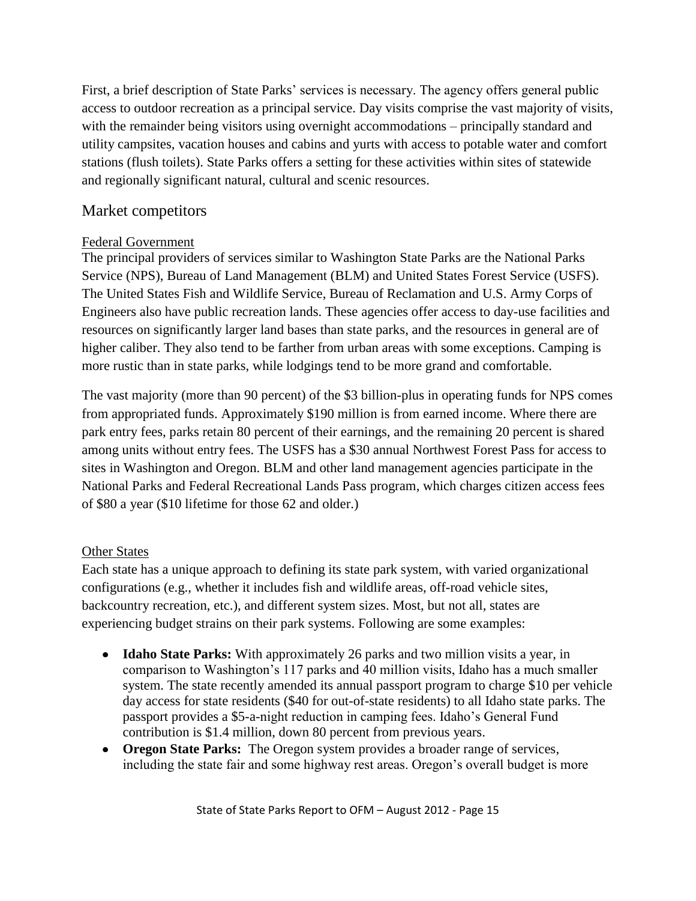First, a brief description of State Parks' services is necessary. The agency offers general public access to outdoor recreation as a principal service. Day visits comprise the vast majority of visits, with the remainder being visitors using overnight accommodations – principally standard and utility campsites, vacation houses and cabins and yurts with access to potable water and comfort stations (flush toilets). State Parks offers a setting for these activities within sites of statewide and regionally significant natural, cultural and scenic resources.

## Market competitors

### Federal Government

The principal providers of services similar to Washington State Parks are the National Parks Service (NPS), Bureau of Land Management (BLM) and United States Forest Service (USFS). The United States Fish and Wildlife Service, Bureau of Reclamation and U.S. Army Corps of Engineers also have public recreation lands. These agencies offer access to day-use facilities and resources on significantly larger land bases than state parks, and the resources in general are of higher caliber. They also tend to be farther from urban areas with some exceptions. Camping is more rustic than in state parks, while lodgings tend to be more grand and comfortable.

The vast majority (more than 90 percent) of the $3 billion-plus in operating funds for NPS comes from appropriated funds. Approximately $190 million is from earned income. Where there are park entry fees, parks retain 80 percent of their earnings, and the remaining 20 percent is shared among units without entry fees. The USFS has a $30 annual Northwest Forest Pass for access to sites in Washington and Oregon. BLM and other land management agencies participate in the National Parks and Federal Recreational Lands Pass program, which charges citizen access fees of $80 a year ($10 lifetime for those 62 and older.)

### Other States

Each state has a unique approach to defining its state park system, with varied organizational configurations (e.g., whether it includes fish and wildlife areas, off-road vehicle sites, backcountry recreation, etc.), and different system sizes. Most, but not all, states are experiencing budget strains on their park systems. Following are some examples:

- **Idaho State Parks:** With approximately 26 parks and two million visits a year, in comparison to Washington's 117 parks and 40 million visits, Idaho has a much smaller system. The state recently amended its annual passport program to charge $10 per vehicle day access for state residents ($40 for out-of-state residents) to all Idaho state parks. The passport provides a $5-a-night reduction in camping fees. Idaho's General Fund contribution is $1.4 million, down 80 percent from previous years.
- **Oregon State Parks:** The Oregon system provides a broader range of services, including the state fair and some highway rest areas. Oregon's overall budget is more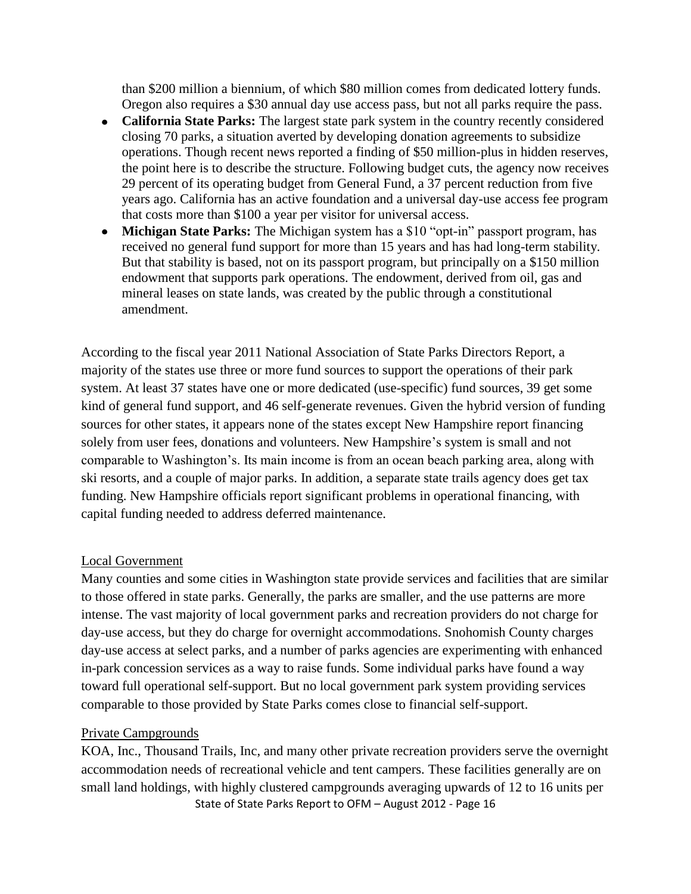than $200 million a biennium, of which $80 million comes from dedicated lottery funds. Oregon also requires a $30 annual day use access pass, but not all parks require the pass.

- **California State Parks:** The largest state park system in the country recently considered closing 70 parks, a situation averted by developing donation agreements to subsidize operations. Though recent news reported a finding of $50 million-plus in hidden reserves, the point here is to describe the structure. Following budget cuts, the agency now receives 29 percent of its operating budget from General Fund, a 37 percent reduction from five years ago. California has an active foundation and a universal day-use access fee program that costs more than $100 a year per visitor for universal access.
- **Michigan State Parks:** The Michigan system has a $10 "opt-in" passport program, has received no general fund support for more than 15 years and has had long-term stability. But that stability is based, not on its passport program, but principally on a $150 million endowment that supports park operations. The endowment, derived from oil, gas and mineral leases on state lands, was created by the public through a constitutional amendment.

According to the fiscal year 2011 National Association of State Parks Directors Report, a majority of the states use three or more fund sources to support the operations of their park system. At least 37 states have one or more dedicated (use-specific) fund sources, 39 get some kind of general fund support, and 46 self-generate revenues. Given the hybrid version of funding sources for other states, it appears none of the states except New Hampshire report financing solely from user fees, donations and volunteers. New Hampshire's system is small and not comparable to Washington's. Its main income is from an ocean beach parking area, along with ski resorts, and a couple of major parks. In addition, a separate state trails agency does get tax funding. New Hampshire officials report significant problems in operational financing, with capital funding needed to address deferred maintenance.

Local Government

Many counties and some cities in Washington state provide services and facilities that are similar to those offered in state parks. Generally, the parks are smaller, and the use patterns are more intense. The vast majority of local government parks and recreation providers do not charge for day-use access, but they do charge for overnight accommodations. Snohomish County charges day-use access at select parks, and a number of parks agencies are experimenting with enhanced in-park concession services as a way to raise funds. Some individual parks have found a way toward full operational self-support. But no local government park system providing services comparable to those provided by State Parks comes close to financial self-support.

Private Campgrounds

KOA, Inc., Thousand Trails, Inc, and many other private recreation providers serve the overnight accommodation needs of recreational vehicle and tent campers. These facilities generally are on small land holdings, with highly clustered campgrounds averaging upwards of 12 to 16 units per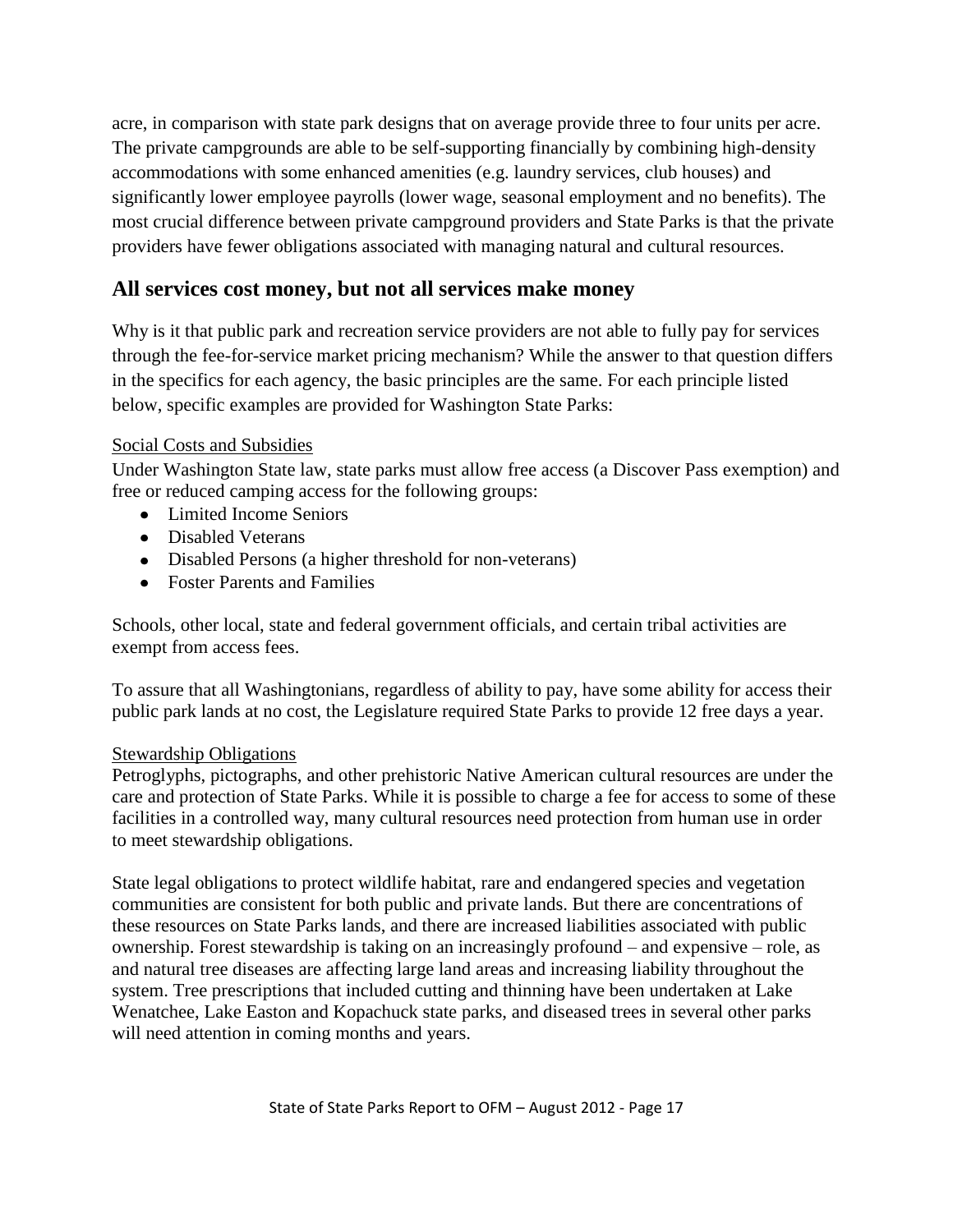acre, in comparison with state park designs that on average provide three to four units per acre. The private campgrounds are able to be self-supporting financially by combining high-density accommodations with some enhanced amenities (e.g. laundry services, club houses) and significantly lower employee payrolls (lower wage, seasonal employment and no benefits). The most crucial difference between private campground providers and State Parks is that the private providers have fewer obligations associated with managing natural and cultural resources.

## All services cost money, but not all services make money

Why is it that public park and recreation service providers are not able to fully pay for services through the fee-for-service market pricing mechanism? While the answer to that question differs in the specifics for each agency, the basic principles are the same. For each principle listed below, specific examples are provided for Washington State Parks:

Social Costs and Subsidies

Under Washington State law, state parks must allow free access (a Discover Pass exemption) and free or reduced camping access for the following groups:

- Limited Income Seniors
- Disabled Veterans
- Disabled Persons (a higher threshold for non-veterans)
- Foster Parents and Families

Schools, other local, state and federal government officials, and certain tribal activities are exempt from access fees.

To assure that all Washingtonians, regardless of ability to pay, have some ability for access their public park lands at no cost, the Legislature required State Parks to provide 12 free days a year.

Stewardship Obligations

Petroglyphs, pictographs, and other prehistoric Native American cultural resources are under the care and protection of State Parks. While it is possible to charge a fee for access to some of these facilities in a controlled way, many cultural resources need protection from human use in order to meet stewardship obligations.

State legal obligations to protect wildlife habitat, rare and endangered species and vegetation communities are consistent for both public and private lands. But there are concentrations of these resources on State Parks lands, and there are increased liabilities associated with public ownership. Forest stewardship is taking on an increasingly profound – and expensive – role, as and natural tree diseases are affecting large land areas and increasing liability throughout the system. Tree prescriptions that included cutting and thinning have been undertaken at Lake Wenatchee, Lake Easton and Kopachuck state parks, and diseased trees in several other parks will need attention in coming months and years.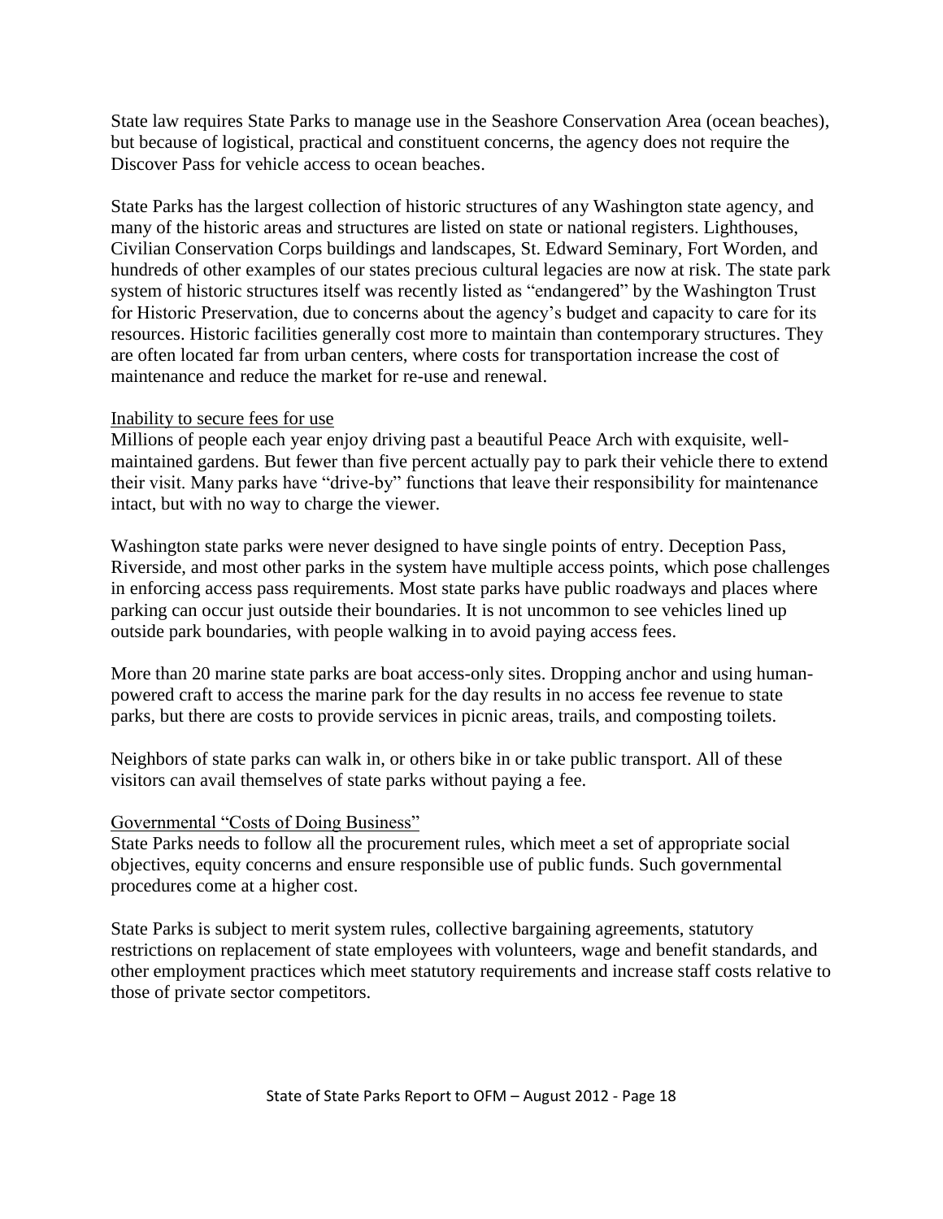State law requires State Parks to manage use in the Seashore Conservation Area (ocean beaches), but because of logistical, practical and constituent concerns, the agency does not require the Discover Pass for vehicle access to ocean beaches.

State Parks has the largest collection of historic structures of any Washington state agency, and many of the historic areas and structures are listed on state or national registers. Lighthouses, Civilian Conservation Corps buildings and landscapes, St. Edward Seminary, Fort Worden, and hundreds of other examples of our states precious cultural legacies are now at risk. The state park system of historic structures itself was recently listed as "endangered" by the Washington Trust for Historic Preservation, due to concerns about the agency's budget and capacity to care for its resources. Historic facilities generally cost more to maintain than contemporary structures. They are often located far from urban centers, where costs for transportation increase the cost of maintenance and reduce the market for re-use and renewal.

Inability to secure fees for use

Millions of people each year enjoy driving past a beautiful Peace Arch with exquisite, well-maintained gardens. But fewer than five percent actually pay to park their vehicle there to extend their visit. Many parks have "drive-by" functions that leave their responsibility for maintenance intact, but with no way to charge the viewer.

Washington state parks were never designed to have single points of entry. Deception Pass, Riverside, and most other parks in the system have multiple access points, which pose challenges in enforcing access pass requirements. Most state parks have public roadways and places where parking can occur just outside their boundaries. It is not uncommon to see vehicles lined up outside park boundaries, with people walking in to avoid paying access fees.

More than 20 marine state parks are boat access-only sites. Dropping anchor and using human-powered craft to access the marine park for the day results in no access fee revenue to state parks, but there are costs to provide services in picnic areas, trails, and composting toilets.

Neighbors of state parks can walk in, or others bike in or take public transport. All of these visitors can avail themselves of state parks without paying a fee.

Governmental "Costs of Doing Business"

State Parks needs to follow all the procurement rules, which meet a set of appropriate social objectives, equity concerns and ensure responsible use of public funds. Such governmental procedures come at a higher cost.

State Parks is subject to merit system rules, collective bargaining agreements, statutory restrictions on replacement of state employees with volunteers, wage and benefit standards, and other employment practices which meet statutory requirements and increase staff costs relative to those of private sector competitors.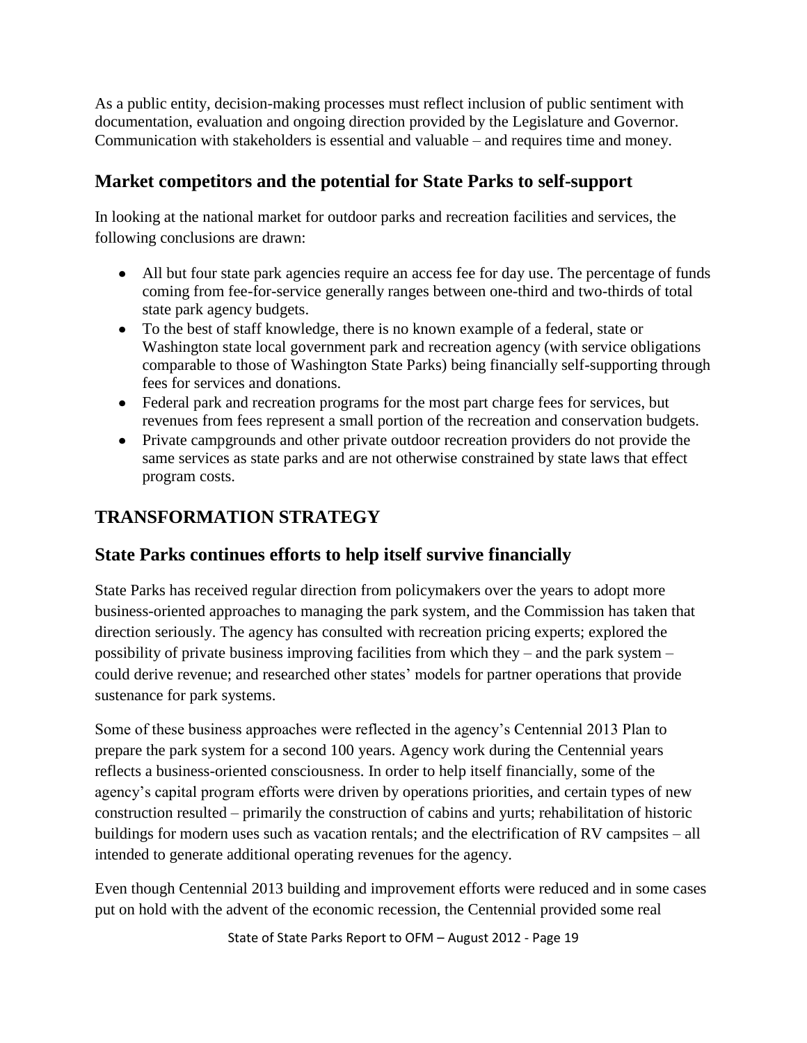As a public entity, decision-making processes must reflect inclusion of public sentiment with documentation, evaluation and ongoing direction provided by the Legislature and Governor. Communication with stakeholders is essential and valuable – and requires time and money.

## Market competitors and the potential for State Parks to self-support

In looking at the national market for outdoor parks and recreation facilities and services, the following conclusions are drawn:

- All but four state park agencies require an access fee for day use. The percentage of funds coming from fee-for-service generally ranges between one-third and two-thirds of total state park agency budgets.
- To the best of staff knowledge, there is no known example of a federal, state or Washington state local government park and recreation agency (with service obligations comparable to those of Washington State Parks) being financially self-supporting through fees for services and donations.
- Federal park and recreation programs for the most part charge fees for services, but revenues from fees represent a small portion of the recreation and conservation budgets.
- Private campgrounds and other private outdoor recreation providers do not provide the same services as state parks and are not otherwise constrained by state laws that effect program costs.

# TRANSFORMATION STRATEGY

## State Parks continues efforts to help itself survive financially

State Parks has received regular direction from policymakers over the years to adopt more business-oriented approaches to managing the park system, and the Commission has taken that direction seriously. The agency has consulted with recreation pricing experts; explored the possibility of private business improving facilities from which they – and the park system – could derive revenue; and researched other states' models for partner operations that provide sustenance for park systems.

Some of these business approaches were reflected in the agency's Centennial 2013 Plan to prepare the park system for a second 100 years. Agency work during the Centennial years reflects a business-oriented consciousness. In order to help itself financially, some of the agency's capital program efforts were driven by operations priorities, and certain types of new construction resulted – primarily the construction of cabins and yurts; rehabilitation of historic buildings for modern uses such as vacation rentals; and the electrification of RV campsites – all intended to generate additional operating revenues for the agency.

Even though Centennial 2013 building and improvement efforts were reduced and in some cases put on hold with the advent of the economic recession, the Centennial provided some real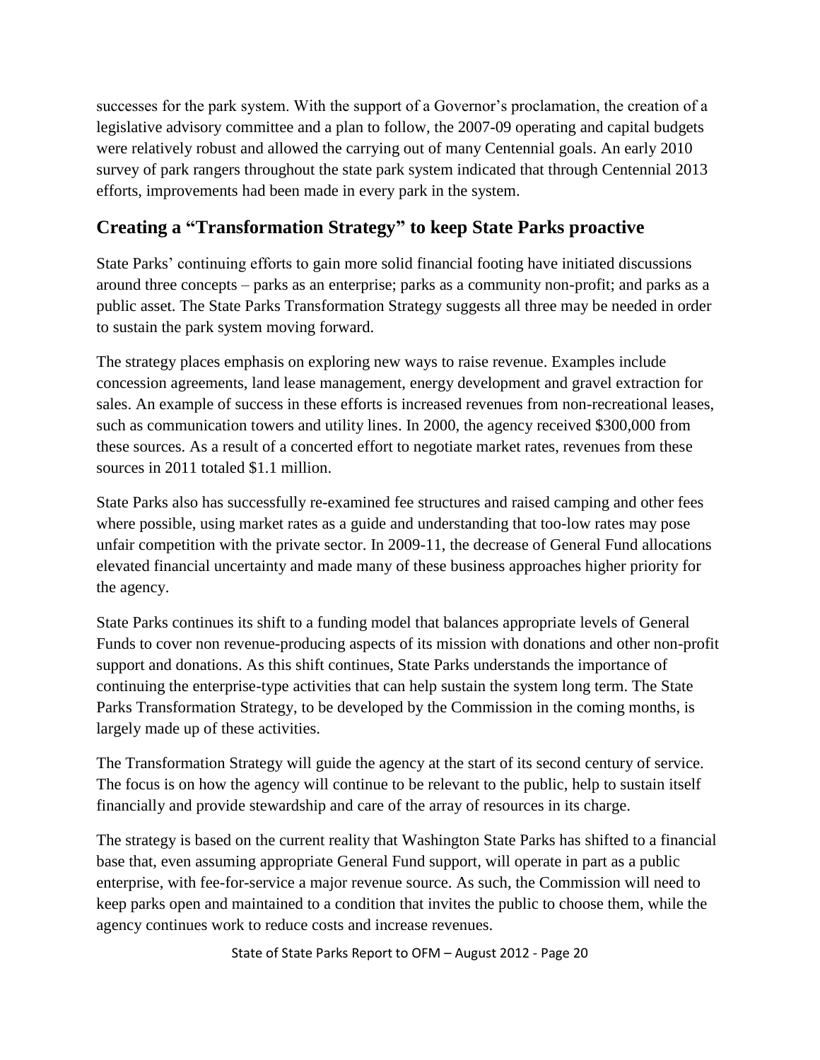successes for the park system. With the support of a Governor's proclamation, the creation of a legislative advisory committee and a plan to follow, the 2007-09 operating and capital budgets were relatively robust and allowed the carrying out of many Centennial goals. An early 2010 survey of park rangers throughout the state park system indicated that through Centennial 2013 efforts, improvements had been made in every park in the system.

## Creating a "Transformation Strategy" to keep State Parks proactive

State Parks' continuing efforts to gain more solid financial footing have initiated discussions around three concepts – parks as an enterprise; parks as a community non-profit; and parks as a public asset. The State Parks Transformation Strategy suggests all three may be needed in order to sustain the park system moving forward.

The strategy places emphasis on exploring new ways to raise revenue. Examples include concession agreements, land lease management, energy development and gravel extraction for sales. An example of success in these efforts is increased revenues from non-recreational leases, such as communication towers and utility lines. In 2000, the agency received $300,000 from these sources. As a result of a concerted effort to negotiate market rates, revenues from these sources in 2011 totaled $1.1 million.

State Parks also has successfully re-examined fee structures and raised camping and other fees where possible, using market rates as a guide and understanding that too-low rates may pose unfair competition with the private sector. In 2009-11, the decrease of General Fund allocations elevated financial uncertainty and made many of these business approaches higher priority for the agency.

State Parks continues its shift to a funding model that balances appropriate levels of General Funds to cover non revenue-producing aspects of its mission with donations and other non-profit support and donations. As this shift continues, State Parks understands the importance of continuing the enterprise-type activities that can help sustain the system long term. The State Parks Transformation Strategy, to be developed by the Commission in the coming months, is largely made up of these activities.

The Transformation Strategy will guide the agency at the start of its second century of service. The focus is on how the agency will continue to be relevant to the public, help to sustain itself financially and provide stewardship and care of the array of resources in its charge.

The strategy is based on the current reality that Washington State Parks has shifted to a financial base that, even assuming appropriate General Fund support, will operate in part as a public enterprise, with fee-for-service a major revenue source. As such, the Commission will need to keep parks open and maintained to a condition that invites the public to choose them, while the agency continues work to reduce costs and increase revenues.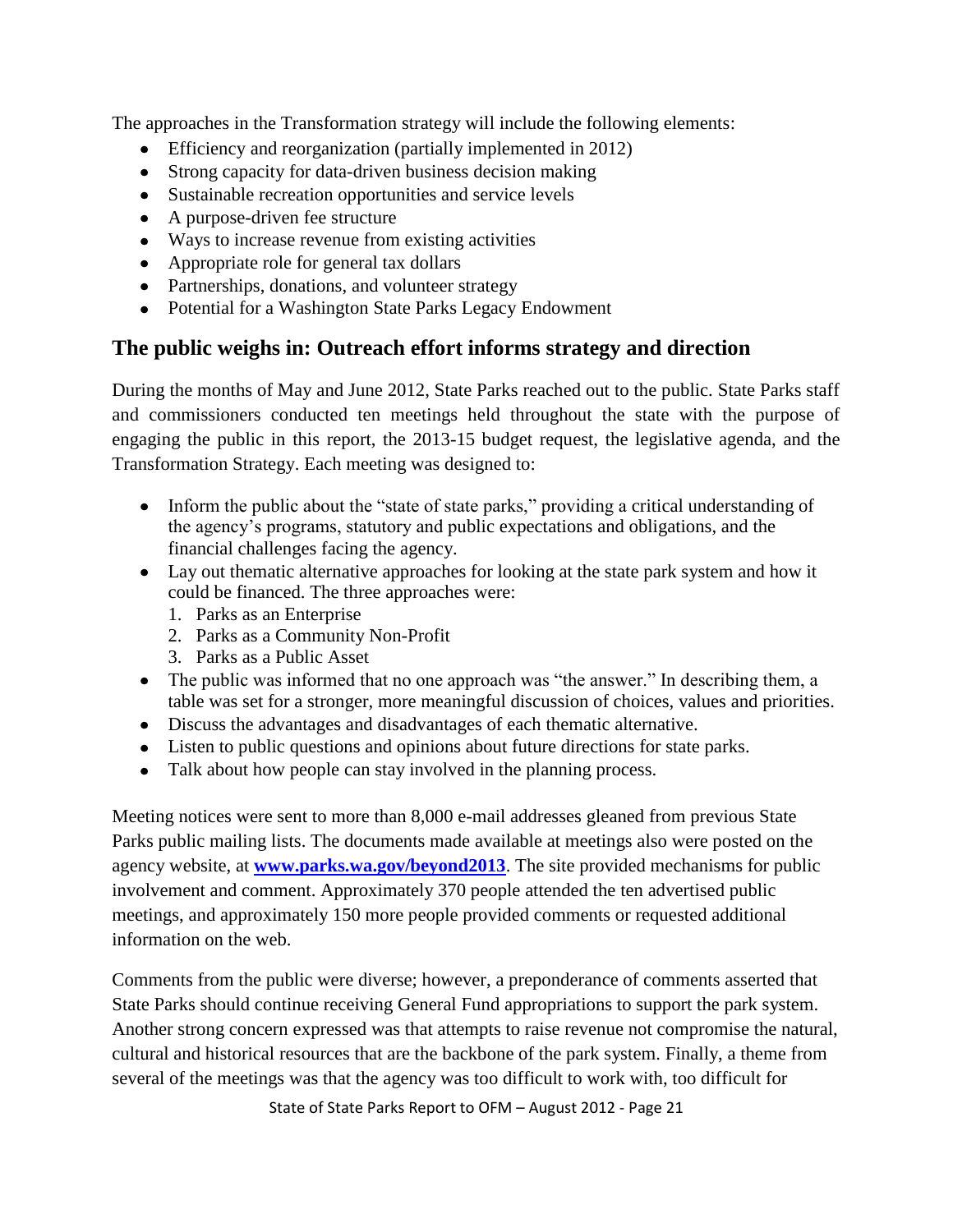The approaches in the Transformation strategy will include the following elements:

- Efficiency and reorganization (partially implemented in 2012)
- Strong capacity for data-driven business decision making
- Sustainable recreation opportunities and service levels
- A purpose-driven fee structure
- Ways to increase revenue from existing activities
- Appropriate role for general tax dollars
- Partnerships, donations, and volunteer strategy
- Potential for a Washington State Parks Legacy Endowment

## The public weighs in: Outreach effort informs strategy and direction

During the months of May and June 2012, State Parks reached out to the public. State Parks staff and commissioners conducted ten meetings held throughout the state with the purpose of engaging the public in this report, the 2013-15 budget request, the legislative agenda, and the Transformation Strategy. Each meeting was designed to:

- Inform the public about the "state of state parks," providing a critical understanding of the agency's programs, statutory and public expectations and obligations, and the financial challenges facing the agency.
- Lay out thematic alternative approaches for looking at the state park system and how it could be financed. The three approaches were:
  1. Parks as an Enterprise
  2. Parks as a Community Non-Profit
  3. Parks as a Public Asset
- The public was informed that no one approach was "the answer." In describing them, a table was set for a stronger, more meaningful discussion of choices, values and priorities.
- Discuss the advantages and disadvantages of each thematic alternative.
- Listen to public questions and opinions about future directions for state parks.
- Talk about how people can stay involved in the planning process.

Meeting notices were sent to more than 8,000 e-mail addresses gleaned from previous State Parks public mailing lists. The documents made available at meetings also were posted on the agency website, at **www.parks.wa.gov/beyond2013**. The site provided mechanisms for public involvement and comment. Approximately 370 people attended the ten advertised public meetings, and approximately 150 more people provided comments or requested additional information on the web.

Comments from the public were diverse; however, a preponderance of comments asserted that State Parks should continue receiving General Fund appropriations to support the park system. Another strong concern expressed was that attempts to raise revenue not compromise the natural, cultural and historical resources that are the backbone of the park system. Finally, a theme from several of the meetings was that the agency was too difficult to work with, too difficult for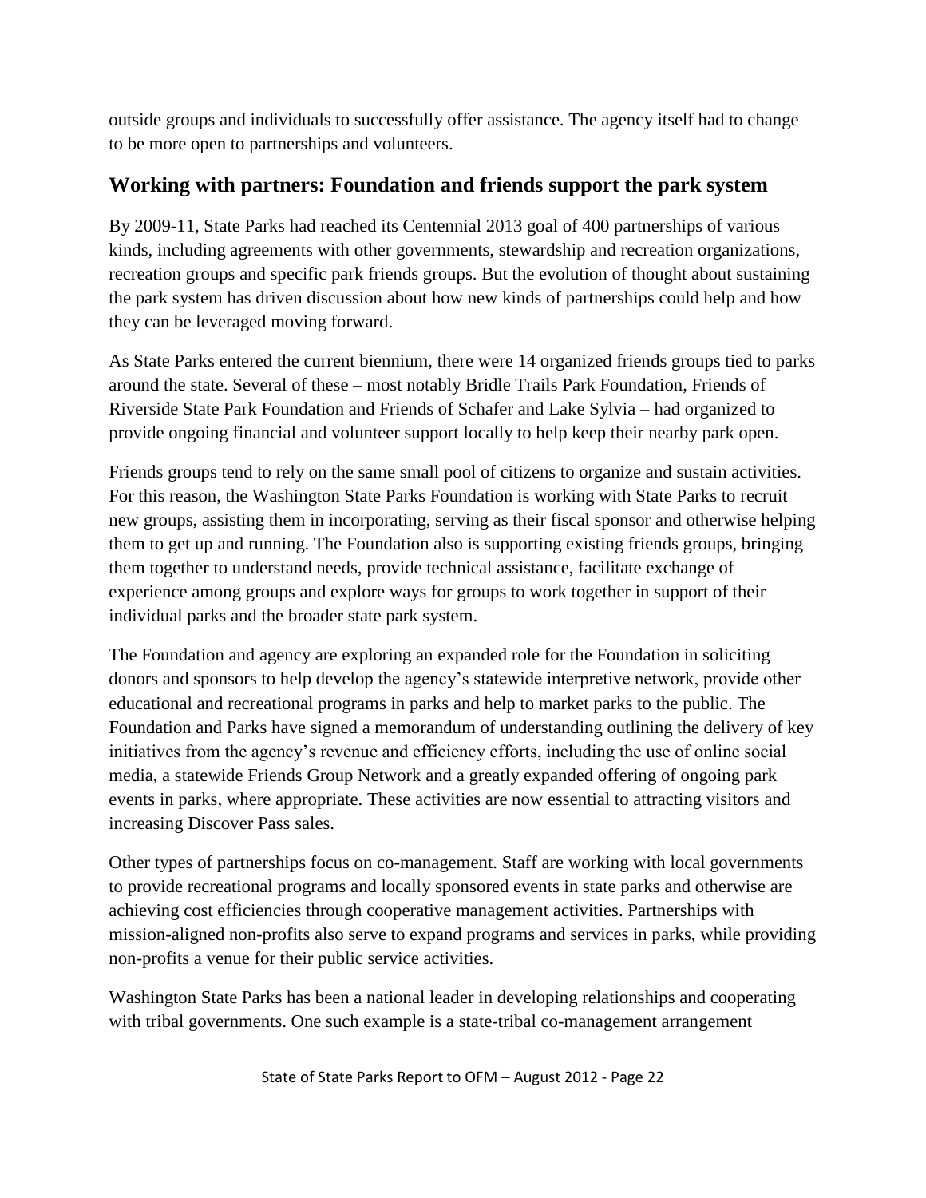outside groups and individuals to successfully offer assistance. The agency itself had to change to be more open to partnerships and volunteers.

## Working with partners: Foundation and friends support the park system

By 2009-11, State Parks had reached its Centennial 2013 goal of 400 partnerships of various kinds, including agreements with other governments, stewardship and recreation organizations, recreation groups and specific park friends groups. But the evolution of thought about sustaining the park system has driven discussion about how new kinds of partnerships could help and how they can be leveraged moving forward.

As State Parks entered the current biennium, there were 14 organized friends groups tied to parks around the state. Several of these – most notably Bridle Trails Park Foundation, Friends of Riverside State Park Foundation and Friends of Schafer and Lake Sylvia – had organized to provide ongoing financial and volunteer support locally to help keep their nearby park open.

Friends groups tend to rely on the same small pool of citizens to organize and sustain activities. For this reason, the Washington State Parks Foundation is working with State Parks to recruit new groups, assisting them in incorporating, serving as their fiscal sponsor and otherwise helping them to get up and running. The Foundation also is supporting existing friends groups, bringing them together to understand needs, provide technical assistance, facilitate exchange of experience among groups and explore ways for groups to work together in support of their individual parks and the broader state park system.

The Foundation and agency are exploring an expanded role for the Foundation in soliciting donors and sponsors to help develop the agency's statewide interpretive network, provide other educational and recreational programs in parks and help to market parks to the public. The Foundation and Parks have signed a memorandum of understanding outlining the delivery of key initiatives from the agency's revenue and efficiency efforts, including the use of online social media, a statewide Friends Group Network and a greatly expanded offering of ongoing park events in parks, where appropriate. These activities are now essential to attracting visitors and increasing Discover Pass sales.

Other types of partnerships focus on co-management. Staff are working with local governments to provide recreational programs and locally sponsored events in state parks and otherwise are achieving cost efficiencies through cooperative management activities. Partnerships with mission-aligned non-profits also serve to expand programs and services in parks, while providing non-profits a venue for their public service activities.

Washington State Parks has been a national leader in developing relationships and cooperating with tribal governments. One such example is a state-tribal co-management arrangement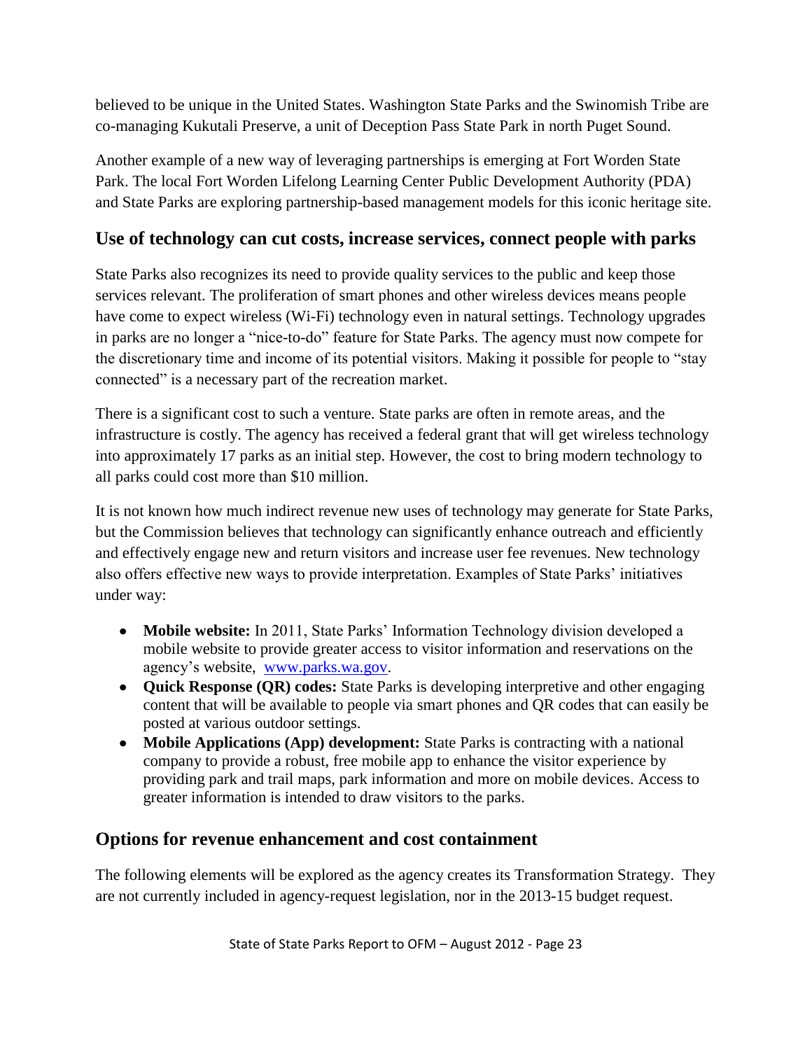believed to be unique in the United States. Washington State Parks and the Swinomish Tribe are co-managing Kukutali Preserve, a unit of Deception Pass State Park in north Puget Sound.

Another example of a new way of leveraging partnerships is emerging at Fort Worden State Park. The local Fort Worden Lifelong Learning Center Public Development Authority (PDA) and State Parks are exploring partnership-based management models for this iconic heritage site.

## Use of technology can cut costs, increase services, connect people with parks

State Parks also recognizes its need to provide quality services to the public and keep those services relevant. The proliferation of smart phones and other wireless devices means people have come to expect wireless (Wi-Fi) technology even in natural settings. Technology upgrades in parks are no longer a "nice-to-do" feature for State Parks. The agency must now compete for the discretionary time and income of its potential visitors. Making it possible for people to "stay connected" is a necessary part of the recreation market.

There is a significant cost to such a venture. State parks are often in remote areas, and the infrastructure is costly. The agency has received a federal grant that will get wireless technology into approximately 17 parks as an initial step. However, the cost to bring modern technology to all parks could cost more than $10 million.

It is not known how much indirect revenue new uses of technology may generate for State Parks, but the Commission believes that technology can significantly enhance outreach and efficiently and effectively engage new and return visitors and increase user fee revenues. New technology also offers effective new ways to provide interpretation. Examples of State Parks' initiatives under way:

- **Mobile website:** In 2011, State Parks' Information Technology division developed a mobile website to provide greater access to visitor information and reservations on the agency's website, [www.parks.wa.gov](http://www.parks.wa.gov).
- **Quick Response (QR) codes:** State Parks is developing interpretive and other engaging content that will be available to people via smart phones and QR codes that can easily be posted at various outdoor settings.
- **Mobile Applications (App) development:** State Parks is contracting with a national company to provide a robust, free mobile app to enhance the visitor experience by providing park and trail maps, park information and more on mobile devices. Access to greater information is intended to draw visitors to the parks.

## Options for revenue enhancement and cost containment

The following elements will be explored as the agency creates its Transformation Strategy. They are not currently included in agency-request legislation, nor in the 2013-15 budget request.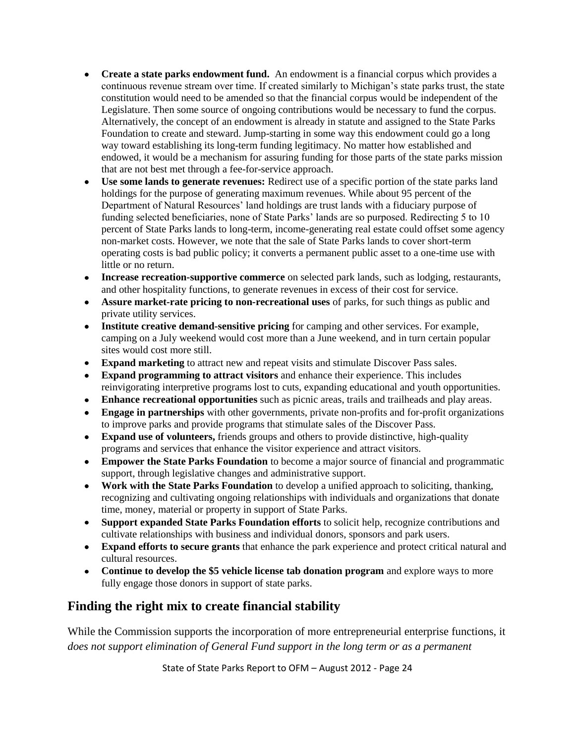- **Create a state parks endowment fund.** An endowment is a financial corpus which provides a continuous revenue stream over time. If created similarly to Michigan's state parks trust, the state constitution would need to be amended so that the financial corpus would be independent of the Legislature. Then some source of ongoing contributions would be necessary to fund the corpus. Alternatively, the concept of an endowment is already in statute and assigned to the State Parks Foundation to create and steward. Jump-starting in some way this endowment could go a long way toward establishing its long-term funding legitimacy. No matter how established and endowed, it would be a mechanism for assuring funding for those parts of the state parks mission that are not best met through a fee-for-service approach.
- **Use some lands to generate revenues:** Redirect use of a specific portion of the state parks land holdings for the purpose of generating maximum revenues. While about 95 percent of the Department of Natural Resources' land holdings are trust lands with a fiduciary purpose of funding selected beneficiaries, none of State Parks' lands are so purposed. Redirecting 5 to 10 percent of State Parks lands to long-term, income-generating real estate could offset some agency non-market costs. However, we note that the sale of State Parks lands to cover short-term operating costs is bad public policy; it converts a permanent public asset to a one-time use with little or no return.
- **Increase recreation-supportive commerce** on selected park lands, such as lodging, restaurants, and other hospitality functions, to generate revenues in excess of their cost for service.
- **Assure market-rate pricing to non-recreational uses** of parks, for such things as public and private utility services.
- **Institute creative demand-sensitive pricing** for camping and other services. For example, camping on a July weekend would cost more than a June weekend, and in turn certain popular sites would cost more still.
- **Expand marketing** to attract new and repeat visits and stimulate Discover Pass sales.
- **Expand programming to attract visitors** and enhance their experience. This includes reinvigorating interpretive programs lost to cuts, expanding educational and youth opportunities.
- **Enhance recreational opportunities** such as picnic areas, trails and trailheads and play areas.
- **Engage in partnerships** with other governments, private non-profits and for-profit organizations to improve parks and provide programs that stimulate sales of the Discover Pass.
- **Expand use of volunteers,** friends groups and others to provide distinctive, high-quality programs and services that enhance the visitor experience and attract visitors.
- **Empower the State Parks Foundation** to become a major source of financial and programmatic support, through legislative changes and administrative support.
- **Work with the State Parks Foundation** to develop a unified approach to soliciting, thanking, recognizing and cultivating ongoing relationships with individuals and organizations that donate time, money, material or property in support of State Parks.
- **Support expanded State Parks Foundation efforts** to solicit help, recognize contributions and cultivate relationships with business and individual donors, sponsors and park users.
- **Expand efforts to secure grants** that enhance the park experience and protect critical natural and cultural resources.
- **Continue to develop the $5 vehicle license tab donation program** and explore ways to more fully engage those donors in support of state parks.

## Finding the right mix to create financial stability

While the Commission supports the incorporation of more entrepreneurial enterprise functions, it *does not support elimination of General Fund support in the long term or as a permanent*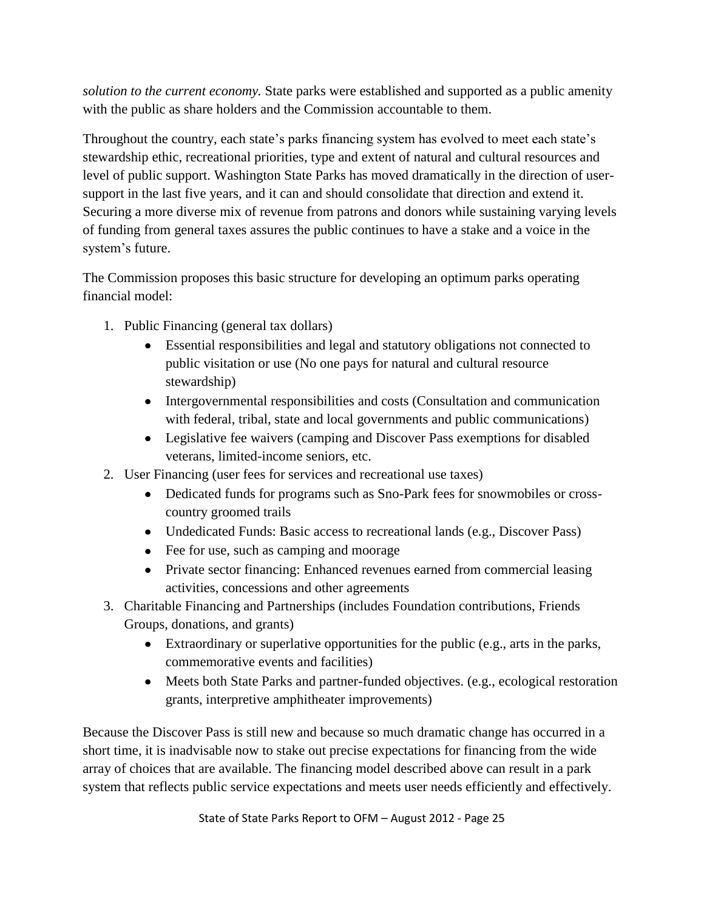*solution to the current economy.* State parks were established and supported as a public amenity with the public as share holders and the Commission accountable to them.

Throughout the country, each state's parks financing system has evolved to meet each state's stewardship ethic, recreational priorities, type and extent of natural and cultural resources and level of public support. Washington State Parks has moved dramatically in the direction of user-support in the last five years, and it can and should consolidate that direction and extend it. Securing a more diverse mix of revenue from patrons and donors while sustaining varying levels of funding from general taxes assures the public continues to have a stake and a voice in the system's future.

The Commission proposes this basic structure for developing an optimum parks operating financial model:

1. Public Financing (general tax dollars)
   - Essential responsibilities and legal and statutory obligations not connected to public visitation or use (No one pays for natural and cultural resource stewardship)
   - Intergovernmental responsibilities and costs (Consultation and communication with federal, tribal, state and local governments and public communications)
   - Legislative fee waivers (camping and Discover Pass exemptions for disabled veterans, limited-income seniors, etc.
2. User Financing (user fees for services and recreational use taxes)
   - Dedicated funds for programs such as Sno-Park fees for snowmobiles or cross-country groomed trails
   - Undedicated Funds: Basic access to recreational lands (e.g., Discover Pass)
   - Fee for use, such as camping and moorage
   - Private sector financing: Enhanced revenues earned from commercial leasing activities, concessions and other agreements
3. Charitable Financing and Partnerships (includes Foundation contributions, Friends Groups, donations, and grants)
   - Extraordinary or superlative opportunities for the public (e.g., arts in the parks, commemorative events and facilities)
   - Meets both State Parks and partner-funded objectives. (e.g., ecological restoration grants, interpretive amphitheater improvements)

Because the Discover Pass is still new and because so much dramatic change has occurred in a short time, it is inadvisable now to stake out precise expectations for financing from the wide array of choices that are available. The financing model described above can result in a park system that reflects public service expectations and meets user needs efficiently and effectively.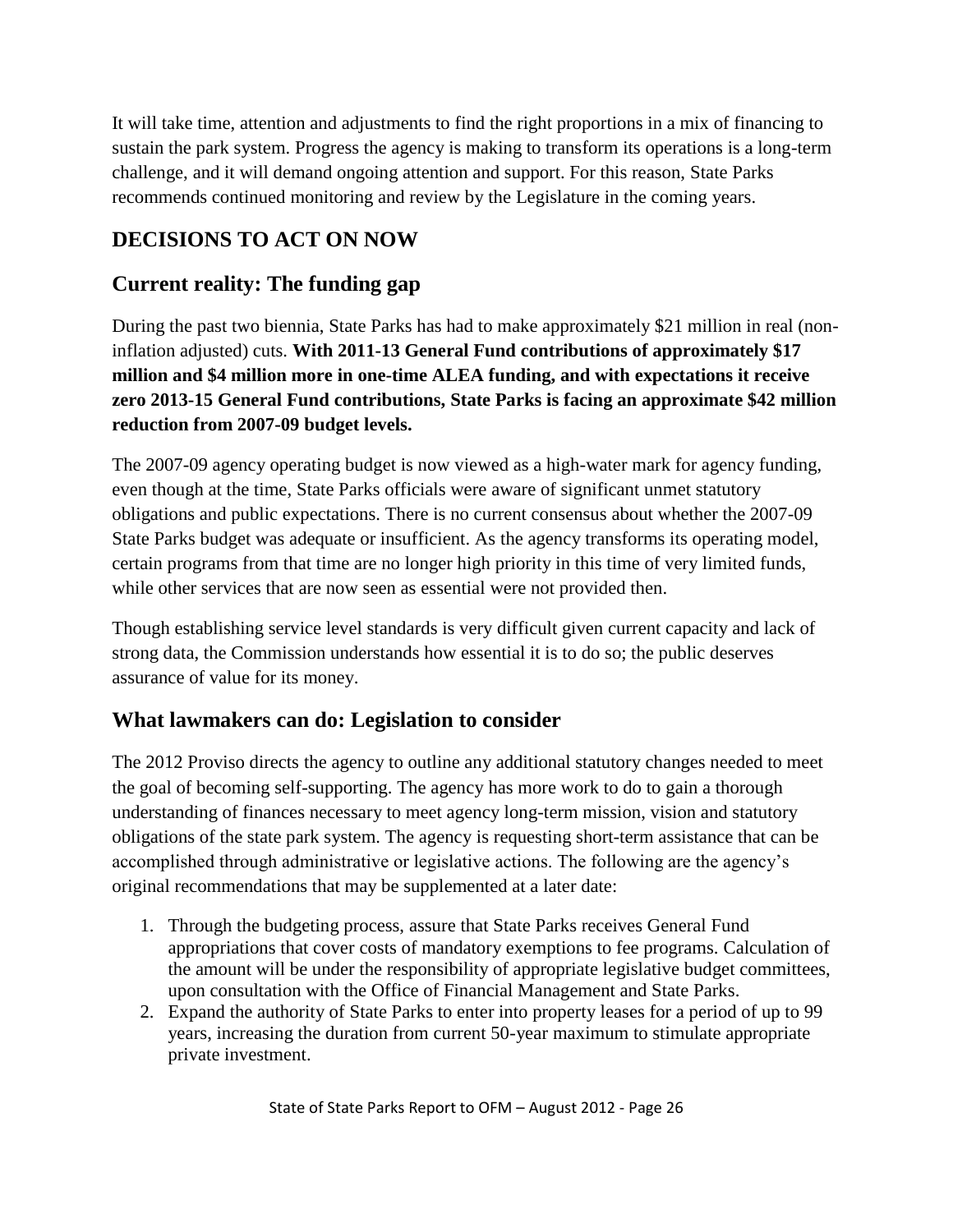It will take time, attention and adjustments to find the right proportions in a mix of financing to sustain the park system. Progress the agency is making to transform its operations is a long-term challenge, and it will demand ongoing attention and support. For this reason, State Parks recommends continued monitoring and review by the Legislature in the coming years.

# DECISIONS TO ACT ON NOW

## Current reality: The funding gap

During the past two biennia, State Parks has had to make approximately $21 million in real (non-inflation adjusted) cuts. **With 2011-13 General Fund contributions of approximately $17 million and $4 million more in one-time ALEA funding, and with expectations it receive zero 2013-15 General Fund contributions, State Parks is facing an approximate $42 million reduction from 2007-09 budget levels.**

The 2007-09 agency operating budget is now viewed as a high-water mark for agency funding, even though at the time, State Parks officials were aware of significant unmet statutory obligations and public expectations. There is no current consensus about whether the 2007-09 State Parks budget was adequate or insufficient. As the agency transforms its operating model, certain programs from that time are no longer high priority in this time of very limited funds, while other services that are now seen as essential were not provided then.

Though establishing service level standards is very difficult given current capacity and lack of strong data, the Commission understands how essential it is to do so; the public deserves assurance of value for its money.

## What lawmakers can do: Legislation to consider

The 2012 Proviso directs the agency to outline any additional statutory changes needed to meet the goal of becoming self-supporting. The agency has more work to do to gain a thorough understanding of finances necessary to meet agency long-term mission, vision and statutory obligations of the state park system. The agency is requesting short-term assistance that can be accomplished through administrative or legislative actions. The following are the agency's original recommendations that may be supplemented at a later date:

1. Through the budgeting process, assure that State Parks receives General Fund appropriations that cover costs of mandatory exemptions to fee programs. Calculation of the amount will be under the responsibility of appropriate legislative budget committees, upon consultation with the Office of Financial Management and State Parks.
2. Expand the authority of State Parks to enter into property leases for a period of up to 99 years, increasing the duration from current 50-year maximum to stimulate appropriate private investment.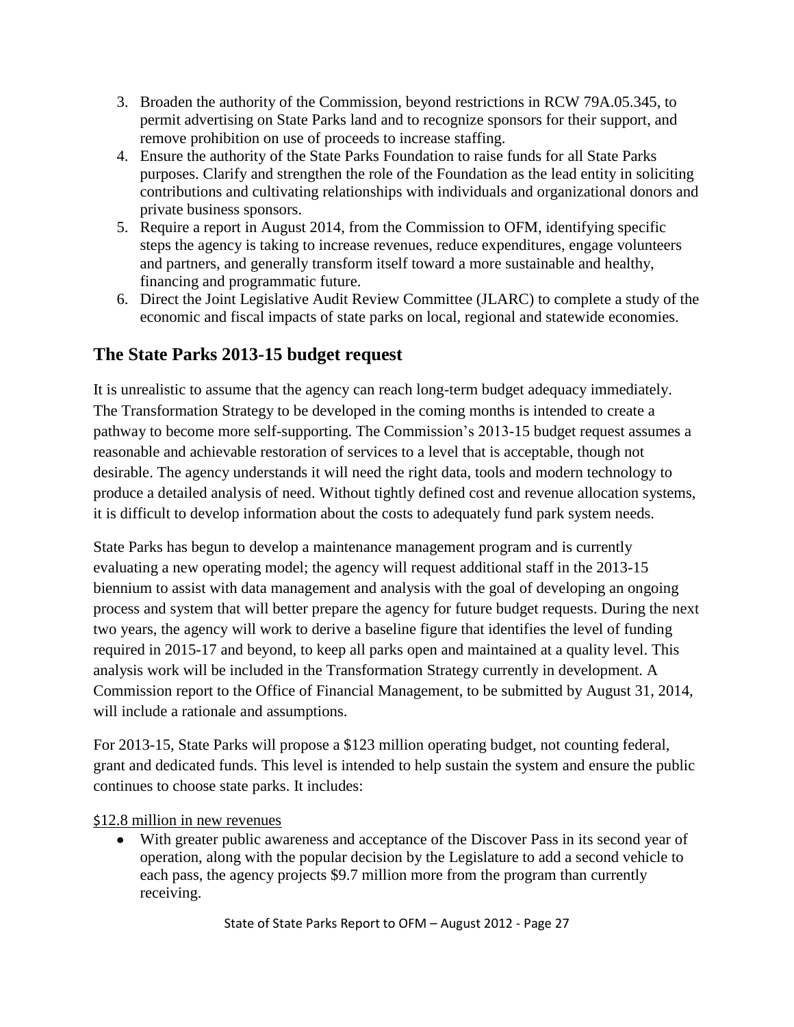3. Broaden the authority of the Commission, beyond restrictions in RCW 79A.05.345, to permit advertising on State Parks land and to recognize sponsors for their support, and remove prohibition on use of proceeds to increase staffing.
4. Ensure the authority of the State Parks Foundation to raise funds for all State Parks purposes. Clarify and strengthen the role of the Foundation as the lead entity in soliciting contributions and cultivating relationships with individuals and organizational donors and private business sponsors.
5. Require a report in August 2014, from the Commission to OFM, identifying specific steps the agency is taking to increase revenues, reduce expenditures, engage volunteers and partners, and generally transform itself toward a more sustainable and healthy, financing and programmatic future.
6. Direct the Joint Legislative Audit Review Committee (JLARC) to complete a study of the economic and fiscal impacts of state parks on local, regional and statewide economies.

## The State Parks 2013-15 budget request

It is unrealistic to assume that the agency can reach long-term budget adequacy immediately. The Transformation Strategy to be developed in the coming months is intended to create a pathway to become more self-supporting. The Commission's 2013-15 budget request assumes a reasonable and achievable restoration of services to a level that is acceptable, though not desirable. The agency understands it will need the right data, tools and modern technology to produce a detailed analysis of need. Without tightly defined cost and revenue allocation systems, it is difficult to develop information about the costs to adequately fund park system needs.

State Parks has begun to develop a maintenance management program and is currently evaluating a new operating model; the agency will request additional staff in the 2013-15 biennium to assist with data management and analysis with the goal of developing an ongoing process and system that will better prepare the agency for future budget requests. During the next two years, the agency will work to derive a baseline figure that identifies the level of funding required in 2015-17 and beyond, to keep all parks open and maintained at a quality level. This analysis work will be included in the Transformation Strategy currently in development. A Commission report to the Office of Financial Management, to be submitted by August 31, 2014, will include a rationale and assumptions.

For 2013-15, State Parks will propose a $123 million operating budget, not counting federal, grant and dedicated funds. This level is intended to help sustain the system and ensure the public continues to choose state parks. It includes:

<u>$12.8 million in new revenues</u>

- With greater public awareness and acceptance of the Discover Pass in its second year of operation, along with the popular decision by the Legislature to add a second vehicle to each pass, the agency projects $9.7 million more from the program than currently receiving.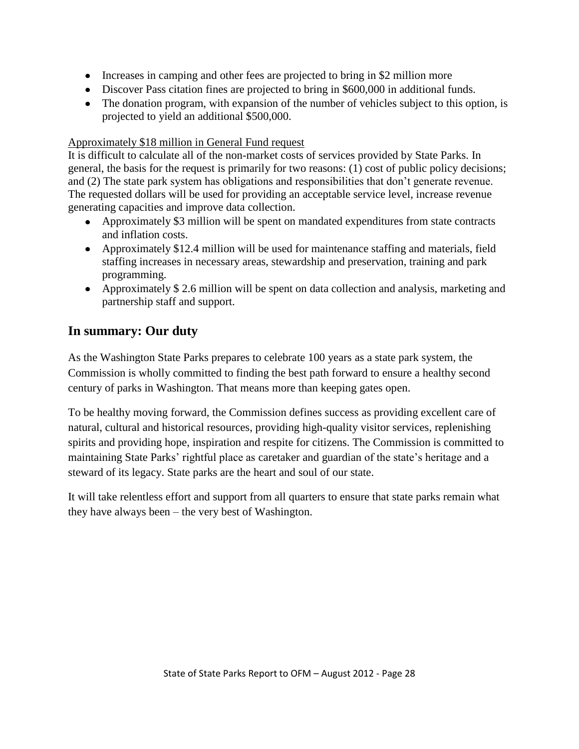- Increases in camping and other fees are projected to bring in $2 million more
- Discover Pass citation fines are projected to bring in $600,000 in additional funds.
- The donation program, with expansion of the number of vehicles subject to this option, is projected to yield an additional $500,000.

Approximately $18 million in General Fund request

It is difficult to calculate all of the non-market costs of services provided by State Parks. In general, the basis for the request is primarily for two reasons: (1) cost of public policy decisions; and (2) The state park system has obligations and responsibilities that don't generate revenue. The requested dollars will be used for providing an acceptable service level, increase revenue generating capacities and improve data collection.

- Approximately $3 million will be spent on mandated expenditures from state contracts and inflation costs.
- Approximately $12.4 million will be used for maintenance staffing and materials, field staffing increases in necessary areas, stewardship and preservation, training and park programming.
- Approximately $ 2.6 million will be spent on data collection and analysis, marketing and partnership staff and support.

## In summary: Our duty

As the Washington State Parks prepares to celebrate 100 years as a state park system, the Commission is wholly committed to finding the best path forward to ensure a healthy second century of parks in Washington. That means more than keeping gates open.

To be healthy moving forward, the Commission defines success as providing excellent care of natural, cultural and historical resources, providing high-quality visitor services, replenishing spirits and providing hope, inspiration and respite for citizens. The Commission is committed to maintaining State Parks' rightful place as caretaker and guardian of the state's heritage and a steward of its legacy. State parks are the heart and soul of our state.

It will take relentless effort and support from all quarters to ensure that state parks remain what they have always been – the very best of Washington.